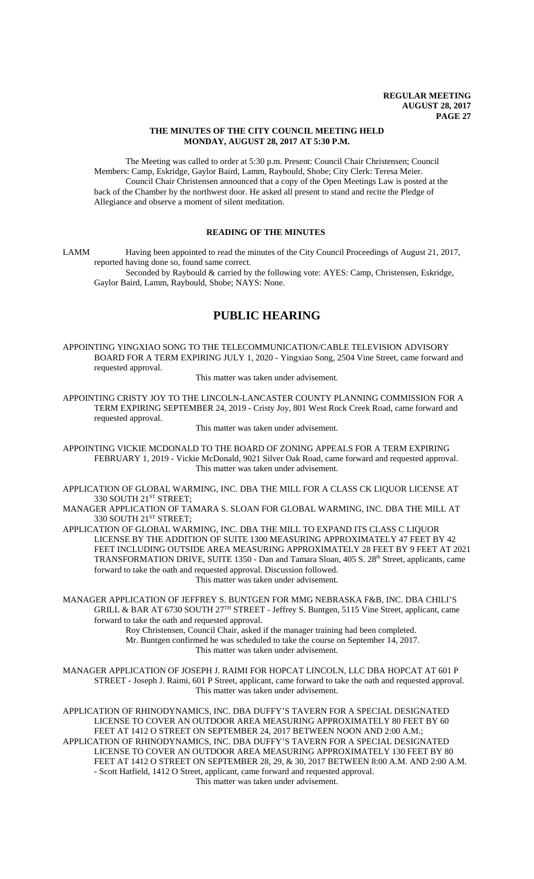**THE MINUTES OF THE CITY COUNCIL MEETING HELD MONDAY, AUGUST 28, 2017 AT 5:30 P.M.**

The Meeting was called to order at 5:30 p.m. Present: Council Chair Christensen; Council Members: Camp, Eskridge, Gaylor Baird, Lamm, Raybould, Shobe; City Clerk: Teresa Meier.

Council Chair Christensen announced that a copy of the Open Meetings Law is posted at the back of the Chamber by the northwest door. He asked all present to stand and recite the Pledge of Allegiance and observe a moment of silent meditation.

## READING OF THE MINUTES

LAMM Having been appointed to read the minutes of the City Council Proceedings of August 21, 2017, reported having done so, found same correct.

Seconded by Raybould & carried by the following vote: AYES: Camp, Christensen, Eskridge, Gaylor Baird, Lamm, Raybould, Shobe; NAYS: None.

# PUBLIC HEARING

APPOINTING YINGXIAO SONG TO THE TELECOMMUNICATION/CABLE TELEVISION ADVISORY BOARD FOR A TERM EXPIRING JULY 1, 2020 - Yingxiao Song, 2504 Vine Street, came forward and requested approval.

This matter was taken under advisement.

APPOINTING CRISTY JOY TO THE LINCOLN-LANCASTER COUNTY PLANNING COMMISSION FOR A TERM EXPIRING SEPTEMBER 24, 2019 - Cristy Joy, 801 West Rock Creek Road, came forward and requested approval.

This matter was taken under advisement.

APPOINTING VICKIE MCDONALD TO THE BOARD OF ZONING APPEALS FOR A TERM EXPIRING FEBRUARY 1, 2019 - Vickie McDonald, 9021 Silver Oak Road, came forward and requested approval.

This matter was taken under advisement.

APPLICATION OF GLOBAL WARMING, INC. DBA THE MILL FOR A CLASS CK LIQUOR LICENSE AT 330 SOUTH 21ST STREET;

MANAGER APPLICATION OF TAMARA S. SLOAN FOR GLOBAL WARMING, INC. DBA THE MILL AT 330 SOUTH 21ST STREET;

APPLICATION OF GLOBAL WARMING, INC. DBA THE MILL TO EXPAND ITS CLASS C LIQUOR LICENSE BY THE ADDITION OF SUITE 1300 MEASURING APPROXIMATELY 47 FEET BY 42 FEET INCLUDING OUTSIDE AREA MEASURING APPROXIMATELY 28 FEET BY 9 FEET AT 2021 TRANSFORMATION DRIVE, SUITE 1350 - Dan and Tamara Sloan, 405 S. 28th Street, applicants, came forward to take the oath and requested approval. Discussion followed.

This matter was taken under advisement.

MANAGER APPLICATION OF JEFFREY S. BUNTGEN FOR MMG NEBRASKA F&B, INC. DBA CHILI'S GRILL & BAR AT 6730 SOUTH 27TH STREET - Jeffrey S. Buntgen, 5115 Vine Street, applicant, came forward to take the oath and requested approval.

Roy Christensen, Council Chair, asked if the manager training had been completed.

Mr. Buntgen confirmed he was scheduled to take the course on September 14, 2017.

This matter was taken under advisement.

MANAGER APPLICATION OF JOSEPH J. RAIMI FOR HOPCAT LINCOLN, LLC DBA HOPCAT AT 601 P STREET - Joseph J. Raimi, 601 P Street, applicant, came forward to take the oath and requested approval.

This matter was taken under advisement.

APPLICATION OF RHINODYNAMICS, INC. DBA DUFFY'S TAVERN FOR A SPECIAL DESIGNATED LICENSE TO COVER AN OUTDOOR AREA MEASURING APPROXIMATELY 80 FEET BY 60 FEET AT 1412 O STREET ON SEPTEMBER 24, 2017 BETWEEN NOON AND 2:00 A.M.;

APPLICATION OF RHINODYNAMICS, INC. DBA DUFFY'S TAVERN FOR A SPECIAL DESIGNATED LICENSE TO COVER AN OUTDOOR AREA MEASURING APPROXIMATELY 130 FEET BY 80 FEET AT 1412 O STREET ON SEPTEMBER 28, 29, & 30, 2017 BETWEEN 8:00 A.M. AND 2:00 A.M. - Scott Hatfield, 1412 O Street, applicant, came forward and requested approval.

This matter was taken under advisement.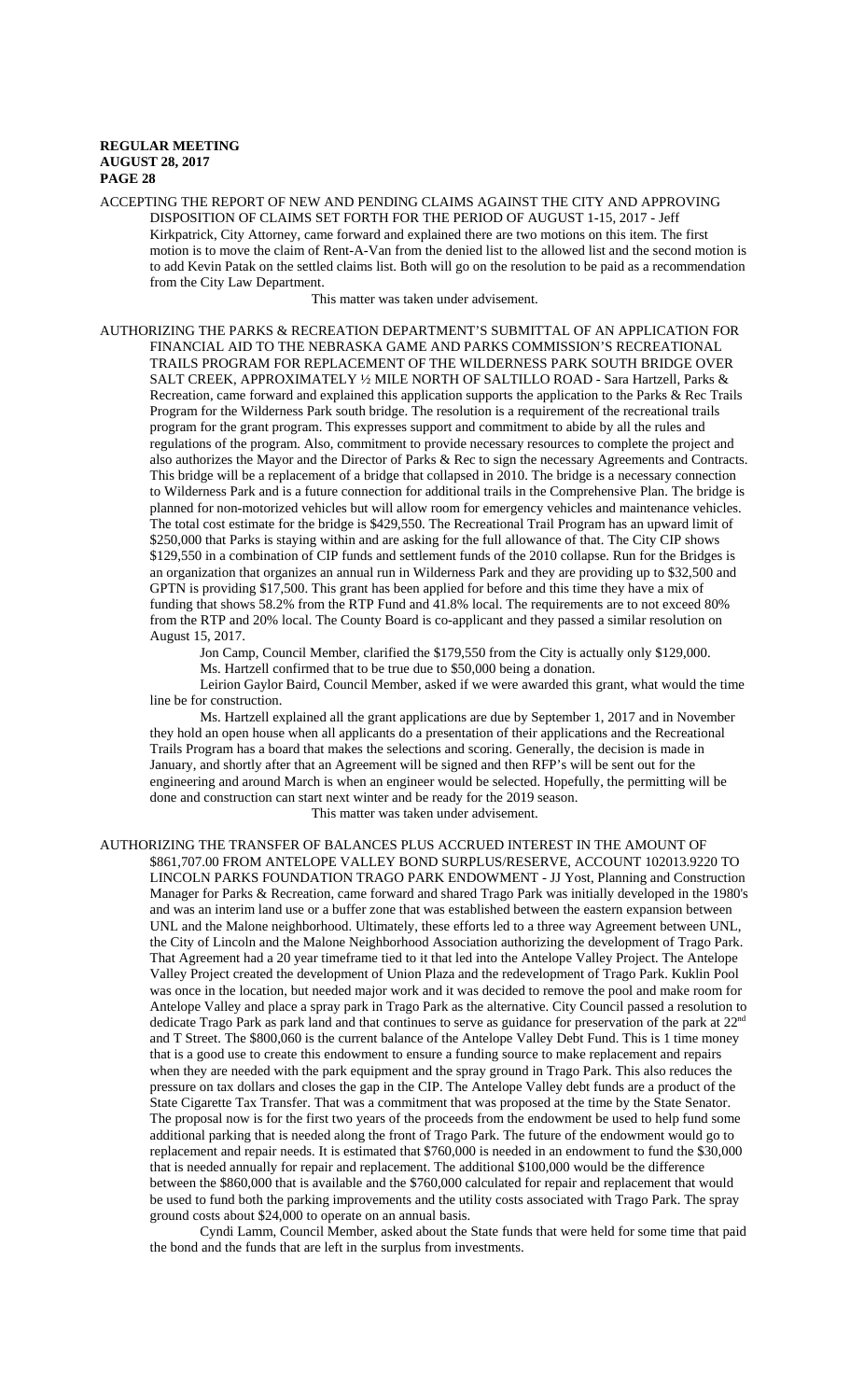ACCEPTING THE REPORT OF NEW AND PENDING CLAIMS AGAINST THE CITY AND APPROVING DISPOSITION OF CLAIMS SET FORTH FOR THE PERIOD OF AUGUST 1-15, 2017 - Jeff Kirkpatrick, City Attorney, came forward and explained there are two motions on this item. The first motion is to move the claim of Rent-A-Van from the denied list to the allowed list and the second motion is to add Kevin Patak on the settled claims list. Both will go on the resolution to be paid as a recommendation from the City Law Department.

This matter was taken under advisement.

AUTHORIZING THE PARKS & RECREATION DEPARTMENT'S SUBMITTAL OF AN APPLICATION FOR FINANCIAL AID TO THE NEBRASKA GAME AND PARKS COMMISSION'S RECREATIONAL TRAILS PROGRAM FOR REPLACEMENT OF THE WILDERNESS PARK SOUTH BRIDGE OVER SALT CREEK, APPROXIMATELY ½ MILE NORTH OF SALTILLO ROAD - Sara Hartzell, Parks & Recreation, came forward and explained this application supports the application to the Parks & Rec Trails Program for the Wilderness Park south bridge. The resolution is a requirement of the recreational trails program for the grant program. This expresses support and commitment to abide by all the rules and regulations of the program. Also, commitment to provide necessary resources to complete the project and also authorizes the Mayor and the Director of Parks & Rec to sign the necessary Agreements and Contracts. This bridge will be a replacement of a bridge that collapsed in 2010. The bridge is a necessary connection to Wilderness Park and is a future connection for additional trails in the Comprehensive Plan. The bridge is planned for non-motorized vehicles but will allow room for emergency vehicles and maintenance vehicles. The total cost estimate for the bridge is $429,550. The Recreational Trail Program has an upward limit of $250,000 that Parks is staying within and are asking for the full allowance of that. The City CIP shows $129,550 in a combination of CIP funds and settlement funds of the 2010 collapse. Run for the Bridges is an organization that organizes an annual run in Wilderness Park and they are providing up to $32,500 and GPTN is providing $17,500. This grant has been applied for before and this time they have a mix of funding that shows 58.2% from the RTP Fund and 41.8% local. The requirements are to not exceed 80% from the RTP and 20% local. The County Board is co-applicant and they passed a similar resolution on August 15, 2017.

Jon Camp, Council Member, clarified the $179,550 from the City is actually only $129,000.

Ms. Hartzell confirmed that to be true due to $50,000 being a donation.

Leirion Gaylor Baird, Council Member, asked if we were awarded this grant, what would the time line be for construction.

Ms. Hartzell explained all the grant applications are due by September 1, 2017 and in November they hold an open house when all applicants do a presentation of their applications and the Recreational Trails Program has a board that makes the selections and scoring. Generally, the decision is made in January, and shortly after that an Agreement will be signed and then RFP's will be sent out for the engineering and around March is when an engineer would be selected. Hopefully, the permitting will be done and construction can start next winter and be ready for the 2019 season.

This matter was taken under advisement.

AUTHORIZING THE TRANSFER OF BALANCES PLUS ACCRUED INTEREST IN THE AMOUNT OF $861,707.00 FROM ANTELOPE VALLEY BOND SURPLUS/RESERVE, ACCOUNT 102013.9220 TO LINCOLN PARKS FOUNDATION TRAGO PARK ENDOWMENT - JJ Yost, Planning and Construction Manager for Parks & Recreation, came forward and shared Trago Park was initially developed in the 1980's and was an interim land use or a buffer zone that was established between the eastern expansion between UNL and the Malone neighborhood. Ultimately, these efforts led to a three way Agreement between UNL, the City of Lincoln and the Malone Neighborhood Association authorizing the development of Trago Park. That Agreement had a 20 year timeframe tied to it that led into the Antelope Valley Project. The Antelope Valley Project created the development of Union Plaza and the redevelopment of Trago Park. Kuklin Pool was once in the location, but needed major work and it was decided to remove the pool and make room for Antelope Valley and place a spray park in Trago Park as the alternative. City Council passed a resolution to dedicate Trago Park as park land and that continues to serve as guidance for preservation of the park at 22nd and T Street. The $800,060 is the current balance of the Antelope Valley Debt Fund. This is 1 time money that is a good use to create this endowment to ensure a funding source to make replacement and repairs when they are needed with the park equipment and the spray ground in Trago Park. This also reduces the pressure on tax dollars and closes the gap in the CIP. The Antelope Valley debt funds are a product of the State Cigarette Tax Transfer. That was a commitment that was proposed at the time by the State Senator. The proposal now is for the first two years of the proceeds from the endowment be used to help fund some additional parking that is needed along the front of Trago Park. The future of the endowment would go to replacement and repair needs. It is estimated that $760,000 is needed in an endowment to fund the $30,000 that is needed annually for repair and replacement. The additional $100,000 would be the difference between the $860,000 that is available and the $760,000 calculated for repair and replacement that would be used to fund both the parking improvements and the utility costs associated with Trago Park. The spray ground costs about $24,000 to operate on an annual basis.

Cyndi Lamm, Council Member, asked about the State funds that were held for some time that paid the bond and the funds that are left in the surplus from investments.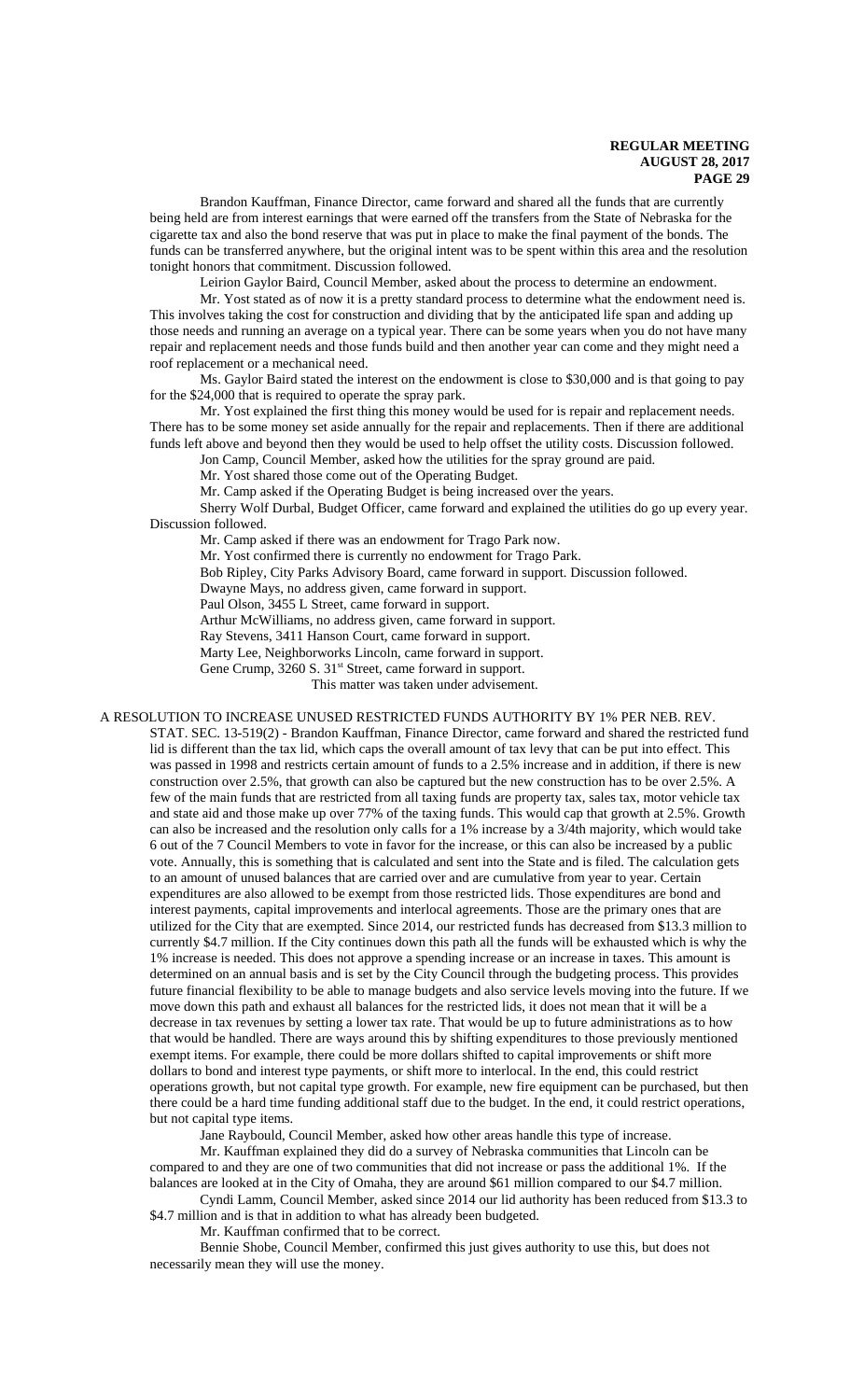Brandon Kauffman, Finance Director, came forward and shared all the funds that are currently being held are from interest earnings that were earned off the transfers from the State of Nebraska for the cigarette tax and also the bond reserve that was put in place to make the final payment of the bonds. The funds can be transferred anywhere, but the original intent was to be spent within this area and the resolution tonight honors that commitment. Discussion followed.

Leirion Gaylor Baird, Council Member, asked about the process to determine an endowment.

Mr. Yost stated as of now it is a pretty standard process to determine what the endowment need is. This involves taking the cost for construction and dividing that by the anticipated life span and adding up those needs and running an average on a typical year. There can be some years when you do not have many repair and replacement needs and those funds build and then another year can come and they might need a roof replacement or a mechanical need.

Ms. Gaylor Baird stated the interest on the endowment is close to $30,000 and is that going to pay for the $24,000 that is required to operate the spray park.

Mr. Yost explained the first thing this money would be used for is repair and replacement needs. There has to be some money set aside annually for the repair and replacements. Then if there are additional funds left above and beyond then they would be used to help offset the utility costs. Discussion followed.

Jon Camp, Council Member, asked how the utilities for the spray ground are paid.

Mr. Yost shared those come out of the Operating Budget.

Mr. Camp asked if the Operating Budget is being increased over the years.

Sherry Wolf Durbal, Budget Officer, came forward and explained the utilities do go up every year. Discussion followed.

Mr. Camp asked if there was an endowment for Trago Park now.

Mr. Yost confirmed there is currently no endowment for Trago Park.

Bob Ripley, City Parks Advisory Board, came forward in support. Discussion followed.

Dwayne Mays, no address given, came forward in support.

Paul Olson, 3455 L Street, came forward in support.

Arthur McWilliams, no address given, came forward in support.

Ray Stevens, 3411 Hanson Court, came forward in support.

Marty Lee, Neighborworks Lincoln, came forward in support.

Gene Crump, 3260 S. 31st Street, came forward in support.

This matter was taken under advisement.

A RESOLUTION TO INCREASE UNUSED RESTRICTED FUNDS AUTHORITY BY 1% PER NEB. REV. STAT. SEC. 13-519(2) - Brandon Kauffman, Finance Director, came forward and shared the restricted fund lid is different than the tax lid, which caps the overall amount of tax levy that can be put into effect. This was passed in 1998 and restricts certain amount of funds to a 2.5% increase and in addition, if there is new construction over 2.5%, that growth can also be captured but the new construction has to be over 2.5%. A few of the main funds that are restricted from all taxing funds are property tax, sales tax, motor vehicle tax and state aid and those make up over 77% of the taxing funds. This would cap that growth at 2.5%. Growth can also be increased and the resolution only calls for a 1% increase by a 3/4th majority, which would take 6 out of the 7 Council Members to vote in favor for the increase, or this can also be increased by a public vote. Annually, this is something that is calculated and sent into the State and is filed. The calculation gets to an amount of unused balances that are carried over and are cumulative from year to year. Certain expenditures are also allowed to be exempt from those restricted lids. Those expenditures are bond and interest payments, capital improvements and interlocal agreements. Those are the primary ones that are utilized for the City that are exempted. Since 2014, our restricted funds has decreased from $13.3 million to currently $4.7 million. If the City continues down this path all the funds will be exhausted which is why the 1% increase is needed. This does not approve a spending increase or an increase in taxes. This amount is determined on an annual basis and is set by the City Council through the budgeting process. This provides future financial flexibility to be able to manage budgets and also service levels moving into the future. If we move down this path and exhaust all balances for the restricted lids, it does not mean that it will be a decrease in tax revenues by setting a lower tax rate. That would be up to future administrations as to how that would be handled. There are ways around this by shifting expenditures to those previously mentioned exempt items. For example, there could be more dollars shifted to capital improvements or shift more dollars to bond and interest type payments, or shift more to interlocal. In the end, this could restrict operations growth, but not capital type growth. For example, new fire equipment can be purchased, but then there could be a hard time funding additional staff due to the budget. In the end, it could restrict operations, but not capital type items.

Jane Raybould, Council Member, asked how other areas handle this type of increase.

Mr. Kauffman explained they did do a survey of Nebraska communities that Lincoln can be compared to and they are one of two communities that did not increase or pass the additional 1%. If the balances are looked at in the City of Omaha, they are around $61 million compared to our $4.7 million.

Cyndi Lamm, Council Member, asked since 2014 our lid authority has been reduced from $13.3 to $4.7 million and is that in addition to what has already been budgeted.

Mr. Kauffman confirmed that to be correct.

Bennie Shobe, Council Member, confirmed this just gives authority to use this, but does not necessarily mean they will use the money.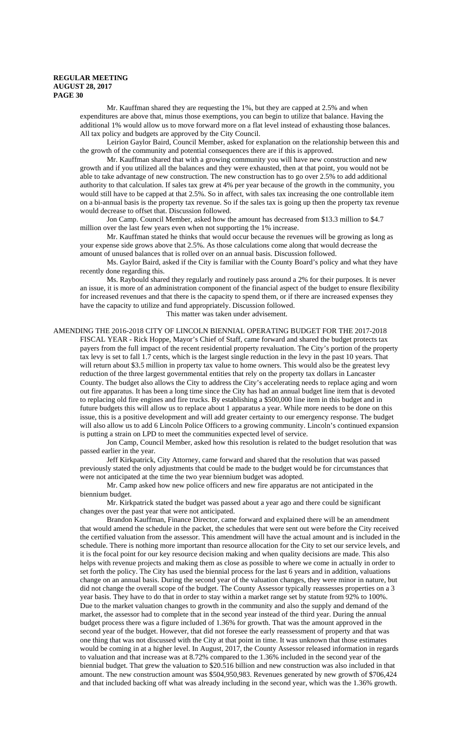Mr. Kauffman shared they are requesting the 1%, but they are capped at 2.5% and when expenditures are above that, minus those exemptions, you can begin to utilize that balance. Having the additional 1% would allow us to move forward more on a flat level instead of exhausting those balances. All tax policy and budgets are approved by the City Council.

Leirion Gaylor Baird, Council Member, asked for explanation on the relationship between this and the growth of the community and potential consequences there are if this is approved.

Mr. Kauffman shared that with a growing community you will have new construction and new growth and if you utilized all the balances and they were exhausted, then at that point, you would not be able to take advantage of new construction. The new construction has to go over 2.5% to add additional authority to that calculation. If sales tax grew at 4% per year because of the growth in the community, you would still have to be capped at that 2.5%. So in affect, with sales tax increasing the one controllable item on a bi-annual basis is the property tax revenue. So if the sales tax is going up then the property tax revenue would decrease to offset that. Discussion followed.

Jon Camp. Council Member, asked how the amount has decreased from $13.3 million to $4.7 million over the last few years even when not supporting the 1% increase.

Mr. Kauffman stated he thinks that would occur because the revenues will be growing as long as your expense side grows above that 2.5%. As those calculations come along that would decrease the amount of unused balances that is rolled over on an annual basis. Discussion followed.

Ms. Gaylor Baird, asked if the City is familiar with the County Board's policy and what they have recently done regarding this.

Ms. Raybould shared they regularly and routinely pass around a 2% for their purposes. It is never an issue, it is more of an administration component of the financial aspect of the budget to ensure flexibility for increased revenues and that there is the capacity to spend them, or if there are increased expenses they have the capacity to utilize and fund appropriately. Discussion followed.

This matter was taken under advisement.

AMENDING THE 2016-2018 CITY OF LINCOLN BIENNIAL OPERATING BUDGET FOR THE 2017-2018 FISCAL YEAR - Rick Hoppe, Mayor's Chief of Staff, came forward and shared the budget protects tax payers from the full impact of the recent residential property revaluation. The City's portion of the property tax levy is set to fall 1.7 cents, which is the largest single reduction in the levy in the past 10 years. That will return about $3.5 million in property tax value to home owners. This would also be the greatest levy reduction of the three largest governmental entities that rely on the property tax dollars in Lancaster County. The budget also allows the City to address the City's accelerating needs to replace aging and worn out fire apparatus. It has been a long time since the City has had an annual budget line item that is devoted to replacing old fire engines and fire trucks. By establishing a $500,000 line item in this budget and in future budgets this will allow us to replace about 1 apparatus a year. While more needs to be done on this issue, this is a positive development and will add greater certainty to our emergency response. The budget will also allow us to add 6 Lincoln Police Officers to a growing community. Lincoln's continued expansion is putting a strain on LPD to meet the communities expected level of service.

Jon Camp, Council Member, asked how this resolution is related to the budget resolution that was passed earlier in the year.

Jeff Kirkpatrick, City Attorney, came forward and shared that the resolution that was passed previously stated the only adjustments that could be made to the budget would be for circumstances that were not anticipated at the time the two year biennium budget was adopted.

Mr. Camp asked how new police officers and new fire apparatus are not anticipated in the biennium budget.

Mr. Kirkpatrick stated the budget was passed about a year ago and there could be significant changes over the past year that were not anticipated.

Brandon Kauffman, Finance Director, came forward and explained there will be an amendment that would amend the schedule in the packet, the schedules that were sent out were before the City received the certified valuation from the assessor. This amendment will have the actual amount and is included in the schedule. There is nothing more important than resource allocation for the City to set our service levels, and it is the focal point for our key resource decision making and when quality decisions are made. This also helps with revenue projects and making them as close as possible to where we come in actually in order to set forth the policy. The City has used the biennial process for the last 6 years and in addition, valuations change on an annual basis. During the second year of the valuation changes, they were minor in nature, but did not change the overall scope of the budget. The County Assessor typically reassesses properties on a 3 year basis. They have to do that in order to stay within a market range set by statute from 92% to 100%. Due to the market valuation changes to growth in the community and also the supply and demand of the market, the assessor had to complete that in the second year instead of the third year. During the annual budget process there was a figure included of 1.36% for growth. That was the amount approved in the second year of the budget. However, that did not foresee the early reassessment of property and that was one thing that was not discussed with the City at that point in time. It was unknown that those estimates would be coming in at a higher level. In August, 2017, the County Assessor released information in regards to valuation and that increase was at 8.72% compared to the 1.36% included in the second year of the biennial budget. That grew the valuation to $20.516 billion and new construction was also included in that amount. The new construction amount was $504,950,983. Revenues generated by new growth of $706,424 and that included backing off what was already including in the second year, which was the 1.36% growth.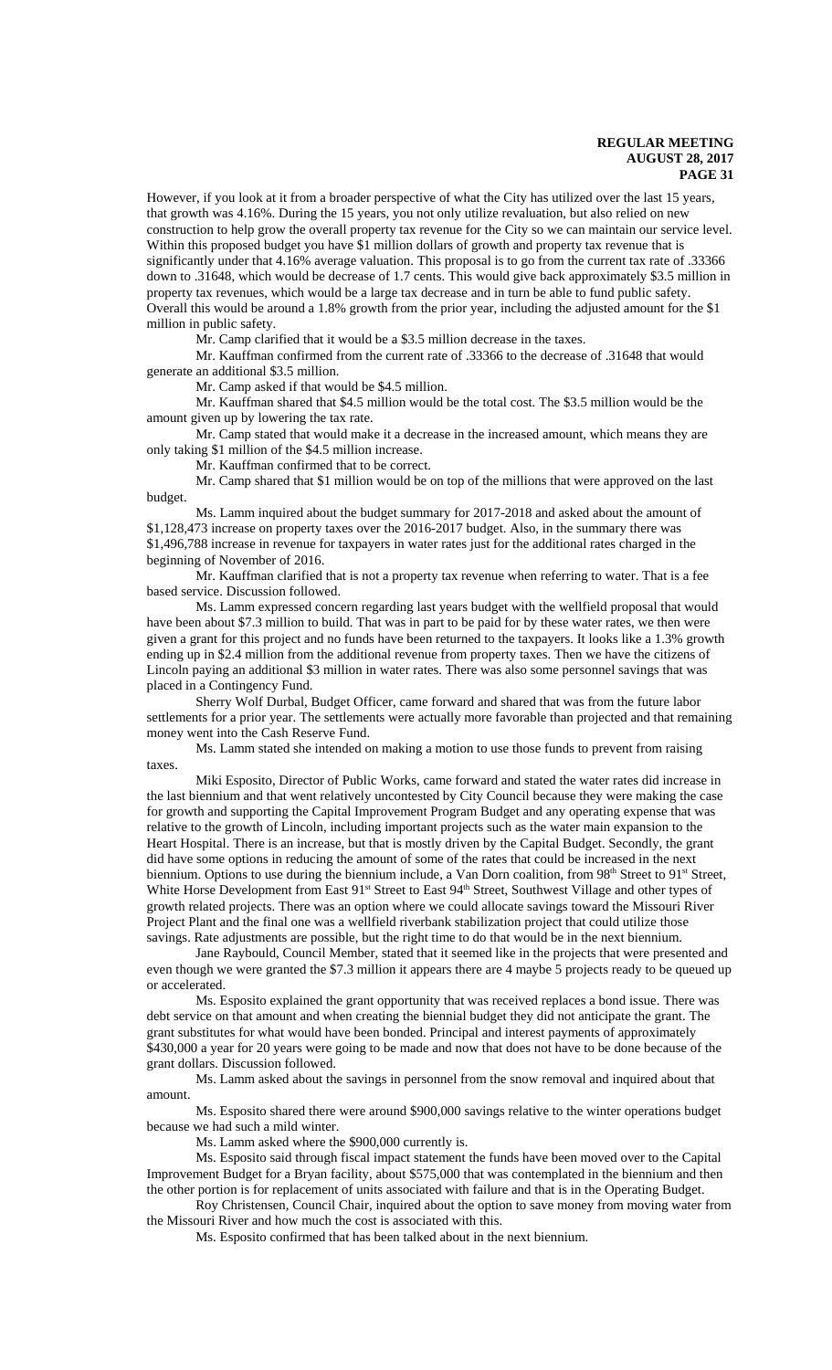However, if you look at it from a broader perspective of what the City has utilized over the last 15 years, that growth was 4.16%. During the 15 years, you not only utilize revaluation, but also relied on new construction to help grow the overall property tax revenue for the City so we can maintain our service level. Within this proposed budget you have $1 million dollars of growth and property tax revenue that is significantly under that 4.16% average valuation. This proposal is to go from the current tax rate of .33366 down to .31648, which would be decrease of 1.7 cents. This would give back approximately $3.5 million in property tax revenues, which would be a large tax decrease and in turn be able to fund public safety. Overall this would be around a 1.8% growth from the prior year, including the adjusted amount for the $1 million in public safety.

Mr. Camp clarified that it would be a $3.5 million decrease in the taxes.

Mr. Kauffman confirmed from the current rate of .33366 to the decrease of .31648 that would generate an additional $3.5 million.

Mr. Camp asked if that would be $4.5 million.

Mr. Kauffman shared that $4.5 million would be the total cost. The $3.5 million would be the amount given up by lowering the tax rate.

Mr. Camp stated that would make it a decrease in the increased amount, which means they are only taking $1 million of the $4.5 million increase.

Mr. Kauffman confirmed that to be correct.

Mr. Camp shared that $1 million would be on top of the millions that were approved on the last budget.

Ms. Lamm inquired about the budget summary for 2017-2018 and asked about the amount of $1,128,473 increase on property taxes over the 2016-2017 budget. Also, in the summary there was $1,496,788 increase in revenue for taxpayers in water rates just for the additional rates charged in the beginning of November of 2016.

Mr. Kauffman clarified that is not a property tax revenue when referring to water. That is a fee based service. Discussion followed.

Ms. Lamm expressed concern regarding last years budget with the wellfield proposal that would have been about $7.3 million to build. That was in part to be paid for by these water rates, we then were given a grant for this project and no funds have been returned to the taxpayers. It looks like a 1.3% growth ending up in $2.4 million from the additional revenue from property taxes. Then we have the citizens of Lincoln paying an additional $3 million in water rates. There was also some personnel savings that was placed in a Contingency Fund.

Sherry Wolf Durbal, Budget Officer, came forward and shared that was from the future labor settlements for a prior year. The settlements were actually more favorable than projected and that remaining money went into the Cash Reserve Fund.

Ms. Lamm stated she intended on making a motion to use those funds to prevent from raising taxes.

Miki Esposito, Director of Public Works, came forward and stated the water rates did increase in the last biennium and that went relatively uncontested by City Council because they were making the case for growth and supporting the Capital Improvement Program Budget and any operating expense that was relative to the growth of Lincoln, including important projects such as the water main expansion to the Heart Hospital. There is an increase, but that is mostly driven by the Capital Budget. Secondly, the grant did have some options in reducing the amount of some of the rates that could be increased in the next biennium. Options to use during the biennium include, a Van Dorn coalition, from 98th Street to 91st Street, White Horse Development from East 91st Street to East 94th Street, Southwest Village and other types of growth related projects. There was an option where we could allocate savings toward the Missouri River Project Plant and the final one was a wellfield riverbank stabilization project that could utilize those savings. Rate adjustments are possible, but the right time to do that would be in the next biennium.

Jane Raybould, Council Member, stated that it seemed like in the projects that were presented and even though we were granted the $7.3 million it appears there are 4 maybe 5 projects ready to be queued up or accelerated.

Ms. Esposito explained the grant opportunity that was received replaces a bond issue. There was debt service on that amount and when creating the biennial budget they did not anticipate the grant. The grant substitutes for what would have been bonded. Principal and interest payments of approximately $430,000 a year for 20 years were going to be made and now that does not have to be done because of the grant dollars. Discussion followed.

Ms. Lamm asked about the savings in personnel from the snow removal and inquired about that amount.

Ms. Esposito shared there were around $900,000 savings relative to the winter operations budget because we had such a mild winter.

Ms. Lamm asked where the $900,000 currently is.

Ms. Esposito said through fiscal impact statement the funds have been moved over to the Capital Improvement Budget for a Bryan facility, about $575,000 that was contemplated in the biennium and then the other portion is for replacement of units associated with failure and that is in the Operating Budget.

Roy Christensen, Council Chair, inquired about the option to save money from moving water from the Missouri River and how much the cost is associated with this.

Ms. Esposito confirmed that has been talked about in the next biennium.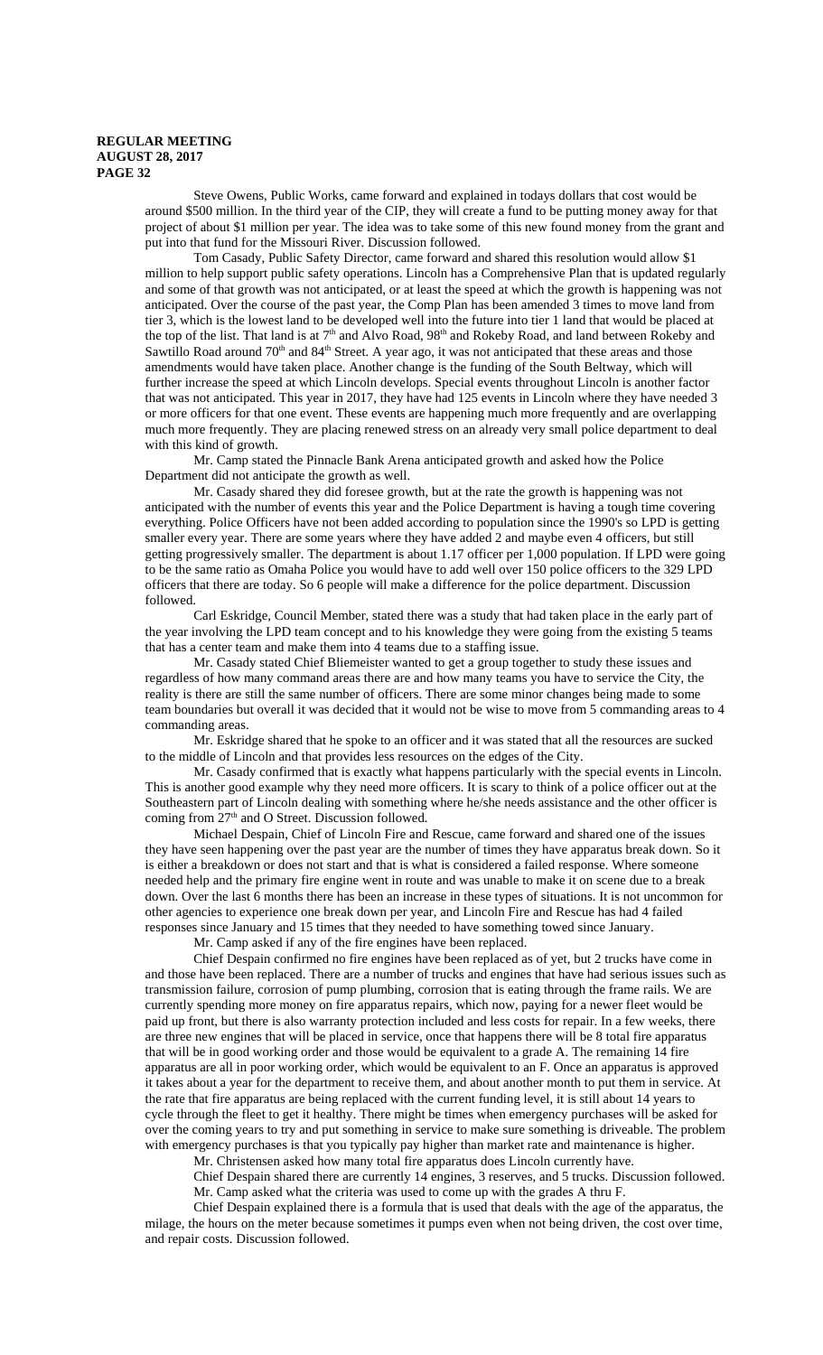Steve Owens, Public Works, came forward and explained in todays dollars that cost would be around $500 million. In the third year of the CIP, they will create a fund to be putting money away for that project of about $1 million per year. The idea was to take some of this new found money from the grant and put into that fund for the Missouri River. Discussion followed.

Tom Casady, Public Safety Director, came forward and shared this resolution would allow $1 million to help support public safety operations. Lincoln has a Comprehensive Plan that is updated regularly and some of that growth was not anticipated, or at least the speed at which the growth is happening was not anticipated. Over the course of the past year, the Comp Plan has been amended 3 times to move land from tier 3, which is the lowest land to be developed well into the future into tier 1 land that would be placed at the top of the list. That land is at 7th and Alvo Road, 98th and Rokeby Road, and land between Rokeby and Sawtillo Road around 70th and 84th Street. A year ago, it was not anticipated that these areas and those amendments would have taken place. Another change is the funding of the South Beltway, which will further increase the speed at which Lincoln develops. Special events throughout Lincoln is another factor that was not anticipated. This year in 2017, they have had 125 events in Lincoln where they have needed 3 or more officers for that one event. These events are happening much more frequently and are overlapping much more frequently. They are placing renewed stress on an already very small police department to deal with this kind of growth.

Mr. Camp stated the Pinnacle Bank Arena anticipated growth and asked how the Police Department did not anticipate the growth as well.

Mr. Casady shared they did foresee growth, but at the rate the growth is happening was not anticipated with the number of events this year and the Police Department is having a tough time covering everything. Police Officers have not been added according to population since the 1990's so LPD is getting smaller every year. There are some years where they have added 2 and maybe even 4 officers, but still getting progressively smaller. The department is about 1.17 officer per 1,000 population. If LPD were going to be the same ratio as Omaha Police you would have to add well over 150 police officers to the 329 LPD officers that there are today. So 6 people will make a difference for the police department. Discussion followed.

Carl Eskridge, Council Member, stated there was a study that had taken place in the early part of the year involving the LPD team concept and to his knowledge they were going from the existing 5 teams that has a center team and make them into 4 teams due to a staffing issue.

Mr. Casady stated Chief Bliemeister wanted to get a group together to study these issues and regardless of how many command areas there are and how many teams you have to service the City, the reality is there are still the same number of officers. There are some minor changes being made to some team boundaries but overall it was decided that it would not be wise to move from 5 commanding areas to 4 commanding areas.

Mr. Eskridge shared that he spoke to an officer and it was stated that all the resources are sucked to the middle of Lincoln and that provides less resources on the edges of the City.

Mr. Casady confirmed that is exactly what happens particularly with the special events in Lincoln. This is another good example why they need more officers. It is scary to think of a police officer out at the Southeastern part of Lincoln dealing with something where he/she needs assistance and the other officer is coming from 27th and O Street. Discussion followed.

Michael Despain, Chief of Lincoln Fire and Rescue, came forward and shared one of the issues they have seen happening over the past year are the number of times they have apparatus break down. So it is either a breakdown or does not start and that is what is considered a failed response. Where someone needed help and the primary fire engine went in route and was unable to make it on scene due to a break down. Over the last 6 months there has been an increase in these types of situations. It is not uncommon for other agencies to experience one break down per year, and Lincoln Fire and Rescue has had 4 failed responses since January and 15 times that they needed to have something towed since January.

Mr. Camp asked if any of the fire engines have been replaced.

Chief Despain confirmed no fire engines have been replaced as of yet, but 2 trucks have come in and those have been replaced. There are a number of trucks and engines that have had serious issues such as transmission failure, corrosion of pump plumbing, corrosion that is eating through the frame rails. We are currently spending more money on fire apparatus repairs, which now, paying for a newer fleet would be paid up front, but there is also warranty protection included and less costs for repair. In a few weeks, there are three new engines that will be placed in service, once that happens there will be 8 total fire apparatus that will be in good working order and those would be equivalent to a grade A. The remaining 14 fire apparatus are all in poor working order, which would be equivalent to an F. Once an apparatus is approved it takes about a year for the department to receive them, and about another month to put them in service. At the rate that fire apparatus are being replaced with the current funding level, it is still about 14 years to cycle through the fleet to get it healthy. There might be times when emergency purchases will be asked for over the coming years to try and put something in service to make sure something is driveable. The problem with emergency purchases is that you typically pay higher than market rate and maintenance is higher.

Mr. Christensen asked how many total fire apparatus does Lincoln currently have.

Chief Despain shared there are currently 14 engines, 3 reserves, and 5 trucks. Discussion followed.

Mr. Camp asked what the criteria was used to come up with the grades A thru F.

Chief Despain explained there is a formula that is used that deals with the age of the apparatus, the milage, the hours on the meter because sometimes it pumps even when not being driven, the cost over time, and repair costs. Discussion followed.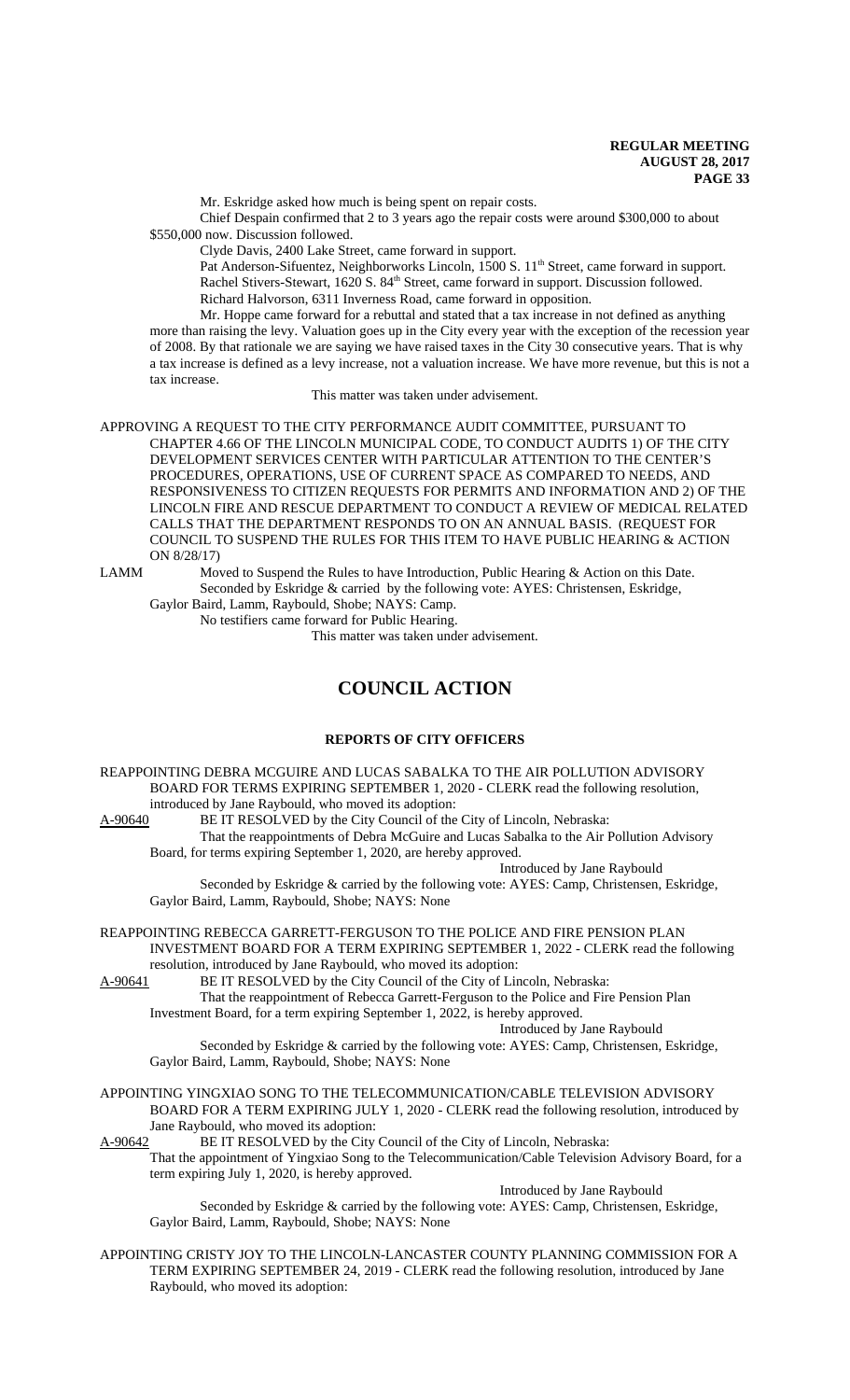Mr. Eskridge asked how much is being spent on repair costs.

Chief Despain confirmed that 2 to 3 years ago the repair costs were around $300,000 to about $550,000 now. Discussion followed.

Clyde Davis, 2400 Lake Street, came forward in support.

Pat Anderson-Sifuentez, Neighborworks Lincoln, 1500 S. 11th Street, came forward in support.

Rachel Stivers-Stewart, 1620 S. 84th Street, came forward in support. Discussion followed.

Richard Halvorson, 6311 Inverness Road, came forward in opposition.

Mr. Hoppe came forward for a rebuttal and stated that a tax increase in not defined as anything more than raising the levy. Valuation goes up in the City every year with the exception of the recession year of 2008. By that rationale we are saying we have raised taxes in the City 30 consecutive years. That is why a tax increase is defined as a levy increase, not a valuation increase. We have more revenue, but this is not a tax increase.

This matter was taken under advisement.

APPROVING A REQUEST TO THE CITY PERFORMANCE AUDIT COMMITTEE, PURSUANT TO CHAPTER 4.66 OF THE LINCOLN MUNICIPAL CODE, TO CONDUCT AUDITS 1) OF THE CITY DEVELOPMENT SERVICES CENTER WITH PARTICULAR ATTENTION TO THE CENTER'S PROCEDURES, OPERATIONS, USE OF CURRENT SPACE AS COMPARED TO NEEDS, AND RESPONSIVENESS TO CITIZEN REQUESTS FOR PERMITS AND INFORMATION AND 2) OF THE LINCOLN FIRE AND RESCUE DEPARTMENT TO CONDUCT A REVIEW OF MEDICAL RELATED CALLS THAT THE DEPARTMENT RESPONDS TO ON AN ANNUAL BASIS. (REQUEST FOR COUNCIL TO SUSPEND THE RULES FOR THIS ITEM TO HAVE PUBLIC HEARING & ACTION ON 8/28/17)

LAMM Moved to Suspend the Rules to have Introduction, Public Hearing & Action on this Date. Seconded by Eskridge & carried by the following vote: AYES: Christensen, Eskridge, Gaylor Baird, Lamm, Raybould, Shobe; NAYS: Camp.

No testifiers came forward for Public Hearing.

This matter was taken under advisement.

## COUNCIL ACTION

### REPORTS OF CITY OFFICERS

REAPPOINTING DEBRA MCGUIRE AND LUCAS SABALKA TO THE AIR POLLUTION ADVISORY BOARD FOR TERMS EXPIRING SEPTEMBER 1, 2020 - CLERK read the following resolution, introduced by Jane Raybould, who moved its adoption:

A-90640 BE IT RESOLVED by the City Council of the City of Lincoln, Nebraska:

That the reappointments of Debra McGuire and Lucas Sabalka to the Air Pollution Advisory Board, for terms expiring September 1, 2020, are hereby approved.

Introduced by Jane Raybould

Seconded by Eskridge & carried by the following vote: AYES: Camp, Christensen, Eskridge, Gaylor Baird, Lamm, Raybould, Shobe; NAYS: None

REAPPOINTING REBECCA GARRETT-FERGUSON TO THE POLICE AND FIRE PENSION PLAN INVESTMENT BOARD FOR A TERM EXPIRING SEPTEMBER 1, 2022 - CLERK read the following resolution, introduced by Jane Raybould, who moved its adoption:

A-90641 BE IT RESOLVED by the City Council of the City of Lincoln, Nebraska:

That the reappointment of Rebecca Garrett-Ferguson to the Police and Fire Pension Plan Investment Board, for a term expiring September 1, 2022, is hereby approved.

Introduced by Jane Raybould

Seconded by Eskridge & carried by the following vote: AYES: Camp, Christensen, Eskridge, Gaylor Baird, Lamm, Raybould, Shobe; NAYS: None

APPOINTING YINGXIAO SONG TO THE TELECOMMUNICATION/CABLE TELEVISION ADVISORY BOARD FOR A TERM EXPIRING JULY 1, 2020 - CLERK read the following resolution, introduced by Jane Raybould, who moved its adoption:

A-90642 BE IT RESOLVED by the City Council of the City of Lincoln, Nebraska:

That the appointment of Yingxiao Song to the Telecommunication/Cable Television Advisory Board, for a term expiring July 1, 2020, is hereby approved.

Introduced by Jane Raybould

Seconded by Eskridge & carried by the following vote: AYES: Camp, Christensen, Eskridge, Gaylor Baird, Lamm, Raybould, Shobe; NAYS: None

APPOINTING CRISTY JOY TO THE LINCOLN-LANCASTER COUNTY PLANNING COMMISSION FOR A TERM EXPIRING SEPTEMBER 24, 2019 - CLERK read the following resolution, introduced by Jane Raybould, who moved its adoption: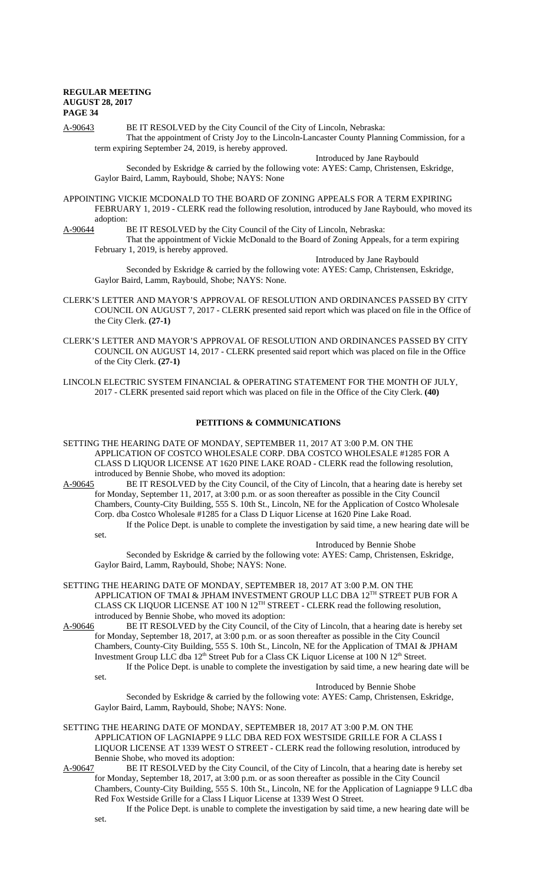A-90643 BE IT RESOLVED by the City Council of the City of Lincoln, Nebraska:

That the appointment of Cristy Joy to the Lincoln-Lancaster County Planning Commission, for a term expiring September 24, 2019, is hereby approved.

Introduced by Jane Raybould

Seconded by Eskridge & carried by the following vote: AYES: Camp, Christensen, Eskridge, Gaylor Baird, Lamm, Raybould, Shobe; NAYS: None

APPOINTING VICKIE MCDONALD TO THE BOARD OF ZONING APPEALS FOR A TERM EXPIRING FEBRUARY 1, 2019 - CLERK read the following resolution, introduced by Jane Raybould, who moved its adoption:

A-90644 BE IT RESOLVED by the City Council of the City of Lincoln, Nebraska:

That the appointment of Vickie McDonald to the Board of Zoning Appeals, for a term expiring February 1, 2019, is hereby approved.

Introduced by Jane Raybould

Seconded by Eskridge & carried by the following vote: AYES: Camp, Christensen, Eskridge, Gaylor Baird, Lamm, Raybould, Shobe; NAYS: None.

CLERK'S LETTER AND MAYOR'S APPROVAL OF RESOLUTION AND ORDINANCES PASSED BY CITY COUNCIL ON AUGUST 7, 2017 - CLERK presented said report which was placed on file in the Office of the City Clerk. **(27-1)**

CLERK'S LETTER AND MAYOR'S APPROVAL OF RESOLUTION AND ORDINANCES PASSED BY CITY COUNCIL ON AUGUST 14, 2017 - CLERK presented said report which was placed on file in the Office of the City Clerk. **(27-1)**

LINCOLN ELECTRIC SYSTEM FINANCIAL & OPERATING STATEMENT FOR THE MONTH OF JULY, 2017 - CLERK presented said report which was placed on file in the Office of the City Clerk. **(40)**

## PETITIONS & COMMUNICATIONS

SETTING THE HEARING DATE OF MONDAY, SEPTEMBER 11, 2017 AT 3:00 P.M. ON THE APPLICATION OF COSTCO WHOLESALE CORP. DBA COSTCO WHOLESALE #1285 FOR A CLASS D LIQUOR LICENSE AT 1620 PINE LAKE ROAD - CLERK read the following resolution, introduced by Bennie Shobe, who moved its adoption:

A-90645 BE IT RESOLVED by the City Council, of the City of Lincoln, that a hearing date is hereby set for Monday, September 11, 2017, at 3:00 p.m. or as soon thereafter as possible in the City Council Chambers, County-City Building, 555 S. 10th St., Lincoln, NE for the Application of Costco Wholesale Corp. dba Costco Wholesale #1285 for a Class D Liquor License at 1620 Pine Lake Road.

If the Police Dept. is unable to complete the investigation by said time, a new hearing date will be set.

Introduced by Bennie Shobe

Seconded by Eskridge & carried by the following vote: AYES: Camp, Christensen, Eskridge, Gaylor Baird, Lamm, Raybould, Shobe; NAYS: None.

SETTING THE HEARING DATE OF MONDAY, SEPTEMBER 18, 2017 AT 3:00 P.M. ON THE APPLICATION OF TMAI & JPHAM INVESTMENT GROUP LLC DBA 12TH STREET PUB FOR A CLASS CK LIQUOR LICENSE AT 100 N 12TH STREET - CLERK read the following resolution, introduced by Bennie Shobe, who moved its adoption:

A-90646 BE IT RESOLVED by the City Council, of the City of Lincoln, that a hearing date is hereby set for Monday, September 18, 2017, at 3:00 p.m. or as soon thereafter as possible in the City Council Chambers, County-City Building, 555 S. 10th St., Lincoln, NE for the Application of TMAI & JPHAM Investment Group LLC dba 12th Street Pub for a Class CK Liquor License at 100 N 12th Street.

If the Police Dept. is unable to complete the investigation by said time, a new hearing date will be set.

Introduced by Bennie Shobe

Seconded by Eskridge & carried by the following vote: AYES: Camp, Christensen, Eskridge, Gaylor Baird, Lamm, Raybould, Shobe; NAYS: None.

SETTING THE HEARING DATE OF MONDAY, SEPTEMBER 18, 2017 AT 3:00 P.M. ON THE APPLICATION OF LAGNIAPPE 9 LLC DBA RED FOX WESTSIDE GRILLE FOR A CLASS I LIQUOR LICENSE AT 1339 WEST O STREET - CLERK read the following resolution, introduced by Bennie Shobe, who moved its adoption:

A-90647 BE IT RESOLVED by the City Council, of the City of Lincoln, that a hearing date is hereby set for Monday, September 18, 2017, at 3:00 p.m. or as soon thereafter as possible in the City Council Chambers, County-City Building, 555 S. 10th St., Lincoln, NE for the Application of Lagniappe 9 LLC dba Red Fox Westside Grille for a Class I Liquor License at 1339 West O Street.

If the Police Dept. is unable to complete the investigation by said time, a new hearing date will be set.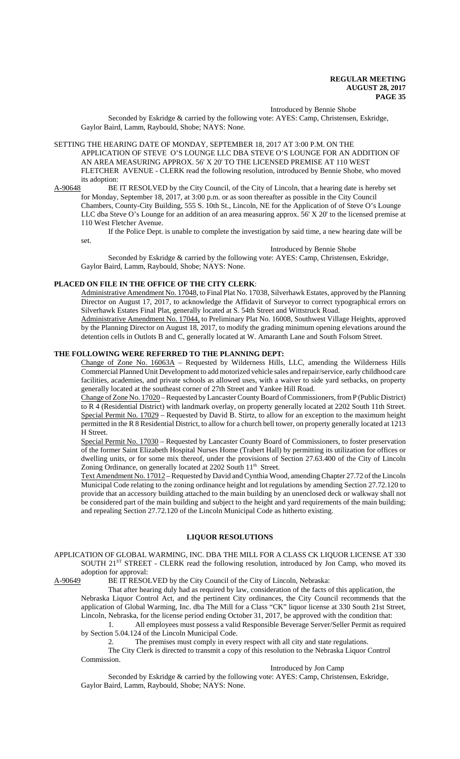Introduced by Bennie Shobe

Seconded by Eskridge & carried by the following vote: AYES: Camp, Christensen, Eskridge, Gaylor Baird, Lamm, Raybould, Shobe; NAYS: None.

SETTING THE HEARING DATE OF MONDAY, SEPTEMBER 18, 2017 AT 3:00 P.M. ON THE APPLICATION OF STEVE O'S LOUNGE LLC DBA STEVE O'S LOUNGE FOR AN ADDITION OF AN AREA MEASURING APPROX. 56' X 20' TO THE LICENSED PREMISE AT 110 WEST FLETCHER AVENUE - CLERK read the following resolution, introduced by Bennie Shobe, who moved its adoption:

A-90648 BE IT RESOLVED by the City Council, of the City of Lincoln, that a hearing date is hereby set for Monday, September 18, 2017, at 3:00 p.m. or as soon thereafter as possible in the City Council Chambers, County-City Building, 555 S. 10th St., Lincoln, NE for the Application of of Steve O's Lounge LLC dba Steve O's Lounge for an addition of an area measuring approx. 56' X 20' to the licensed premise at 110 West Fletcher Avenue.

If the Police Dept. is unable to complete the investigation by said time, a new hearing date will be set.

Introduced by Bennie Shobe

Seconded by Eskridge & carried by the following vote: AYES: Camp, Christensen, Eskridge, Gaylor Baird, Lamm, Raybould, Shobe; NAYS: None.

**PLACED ON FILE IN THE OFFICE OF THE CITY CLERK**:

Administrative Amendment No. 17048, to Final Plat No. 17038, Silverhawk Estates, approved by the Planning Director on August 17, 2017, to acknowledge the Affidavit of Surveyor to correct typographical errors on Silverhawk Estates Final Plat, generally located at S. 54th Street and Wittstruck Road.

Administrative Amendment No. 17044, to Preliminary Plat No. 16008, Southwest Village Heights, approved by the Planning Director on August 18, 2017, to modify the grading minimum opening elevations around the detention cells in Outlots B and C, generally located at W. Amaranth Lane and South Folsom Street.

**THE FOLLOWING WERE REFERRED TO THE PLANNING DEPT:**

Change of Zone No. 16063A – Requested by Wilderness Hills, LLC, amending the Wilderness Hills Commercial Planned Unit Development to add motorized vehicle sales and repair/service, early childhood care facilities, academies, and private schools as allowed uses, with a waiver to side yard setbacks, on property generally located at the southeast corner of 27th Street and Yankee Hill Road.

Change of Zone No. 17020 – Requested by Lancaster County Board of Commissioners, from P (Public District) to R 4 (Residential District) with landmark overlay, on property generally located at 2202 South 11th Street.

Special Permit No. 17029 – Requested by David B. Stirtz, to allow for an exception to the maximum height permitted in the R 8 Residential District, to allow for a church bell tower, on property generally located at 1213 H Street.

Special Permit No. 17030 – Requested by Lancaster County Board of Commissioners, to foster preservation of the former Saint Elizabeth Hospital Nurses Home (Trabert Hall) by permitting its utilization for offices or dwelling units, or for some mix thereof, under the provisions of Section 27.63.400 of the City of Lincoln Zoning Ordinance, on generally located at 2202 South 11th Street.

Text Amendment No. 17012 – Requested by David and Cynthia Wood, amending Chapter 27.72 of the Lincoln Municipal Code relating to the zoning ordinance height and lot regulations by amending Section 27.72.120 to provide that an accessory building attached to the main building by an unenclosed deck or walkway shall not be considered part of the main building and subject to the height and yard requirements of the main building; and repealing Section 27.72.120 of the Lincoln Municipal Code as hitherto existing.

## LIQUOR RESOLUTIONS

APPLICATION OF GLOBAL WARMING, INC. DBA THE MILL FOR A CLASS CK LIQUOR LICENSE AT 330 SOUTH 21ST STREET - CLERK read the following resolution, introduced by Jon Camp, who moved its adoption for approval:

A-90649 BE IT RESOLVED by the City Council of the City of Lincoln, Nebraska:

That after hearing duly had as required by law, consideration of the facts of this application, the Nebraska Liquor Control Act, and the pertinent City ordinances, the City Council recommends that the application of Global Warming, Inc. dba The Mill for a Class "CK" liquor license at 330 South 21st Street, Lincoln, Nebraska, for the license period ending October 31, 2017, be approved with the condition that:

1. All employees must possess a valid Responsible Beverage Server/Seller Permit as required by Section 5.04.124 of the Lincoln Municipal Code.

2. The premises must comply in every respect with all city and state regulations.

The City Clerk is directed to transmit a copy of this resolution to the Nebraska Liquor Control Commission.

Introduced by Jon Camp

Seconded by Eskridge & carried by the following vote: AYES: Camp, Christensen, Eskridge, Gaylor Baird, Lamm, Raybould, Shobe; NAYS: None.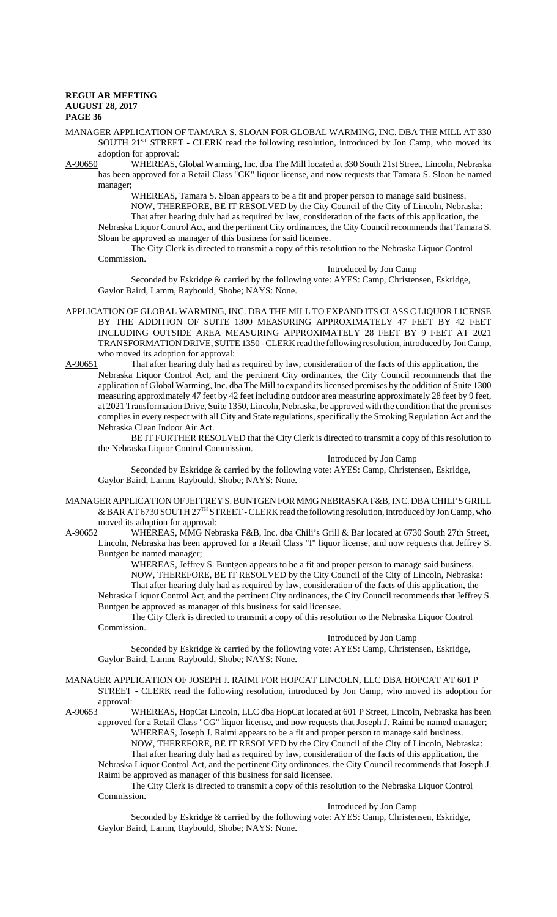MANAGER APPLICATION OF TAMARA S. SLOAN FOR GLOBAL WARMING, INC. DBA THE MILL AT 330 SOUTH 21ST STREET - CLERK read the following resolution, introduced by Jon Camp, who moved its adoption for approval:

A-90650 WHEREAS, Global Warming, Inc. dba The Mill located at 330 South 21st Street, Lincoln, Nebraska has been approved for a Retail Class "CK" liquor license, and now requests that Tamara S. Sloan be named manager;

WHEREAS, Tamara S. Sloan appears to be a fit and proper person to manage said business.

NOW, THEREFORE, BE IT RESOLVED by the City Council of the City of Lincoln, Nebraska:

That after hearing duly had as required by law, consideration of the facts of this application, the Nebraska Liquor Control Act, and the pertinent City ordinances, the City Council recommends that Tamara S. Sloan be approved as manager of this business for said licensee.

The City Clerk is directed to transmit a copy of this resolution to the Nebraska Liquor Control Commission.

Introduced by Jon Camp

Seconded by Eskridge & carried by the following vote: AYES: Camp, Christensen, Eskridge, Gaylor Baird, Lamm, Raybould, Shobe; NAYS: None.

APPLICATION OF GLOBAL WARMING, INC. DBA THE MILL TO EXPAND ITS CLASS C LIQUOR LICENSE BY THE ADDITION OF SUITE 1300 MEASURING APPROXIMATELY 47 FEET BY 42 FEET INCLUDING OUTSIDE AREA MEASURING APPROXIMATELY 28 FEET BY 9 FEET AT 2021 TRANSFORMATION DRIVE, SUITE 1350 - CLERK read the following resolution, introduced by Jon Camp, who moved its adoption for approval:

A-90651 That after hearing duly had as required by law, consideration of the facts of this application, the Nebraska Liquor Control Act, and the pertinent City ordinances, the City Council recommends that the application of Global Warming, Inc. dba The Mill to expand its licensed premises by the addition of Suite 1300 measuring approximately 47 feet by 42 feet including outdoor area measuring approximately 28 feet by 9 feet, at 2021 Transformation Drive, Suite 1350, Lincoln, Nebraska, be approved with the condition that the premises complies in every respect with all City and State regulations, specifically the Smoking Regulation Act and the Nebraska Clean Indoor Air Act.

BE IT FURTHER RESOLVED that the City Clerk is directed to transmit a copy of this resolution to the Nebraska Liquor Control Commission.

Introduced by Jon Camp

Seconded by Eskridge & carried by the following vote: AYES: Camp, Christensen, Eskridge, Gaylor Baird, Lamm, Raybould, Shobe; NAYS: None.

MANAGER APPLICATION OF JEFFREY S. BUNTGEN FOR MMG NEBRASKA F&B, INC. DBA CHILI'S GRILL & BAR AT 6730 SOUTH 27TH STREET - CLERK read the following resolution, introduced by Jon Camp, who moved its adoption for approval:

A-90652 WHEREAS, MMG Nebraska F&B, Inc. dba Chili's Grill & Bar located at 6730 South 27th Street, Lincoln, Nebraska has been approved for a Retail Class "I" liquor license, and now requests that Jeffrey S. Buntgen be named manager;

WHEREAS, Jeffrey S. Buntgen appears to be a fit and proper person to manage said business.

NOW, THEREFORE, BE IT RESOLVED by the City Council of the City of Lincoln, Nebraska:

That after hearing duly had as required by law, consideration of the facts of this application, the Nebraska Liquor Control Act, and the pertinent City ordinances, the City Council recommends that Jeffrey S. Buntgen be approved as manager of this business for said licensee.

The City Clerk is directed to transmit a copy of this resolution to the Nebraska Liquor Control Commission.

Introduced by Jon Camp

Seconded by Eskridge & carried by the following vote: AYES: Camp, Christensen, Eskridge, Gaylor Baird, Lamm, Raybould, Shobe; NAYS: None.

MANAGER APPLICATION OF JOSEPH J. RAIMI FOR HOPCAT LINCOLN, LLC DBA HOPCAT AT 601 P STREET - CLERK read the following resolution, introduced by Jon Camp, who moved its adoption for approval:

A-90653 WHEREAS, HopCat Lincoln, LLC dba HopCat located at 601 P Street, Lincoln, Nebraska has been approved for a Retail Class "CG" liquor license, and now requests that Joseph J. Raimi be named manager;

WHEREAS, Joseph J. Raimi appears to be a fit and proper person to manage said business.

NOW, THEREFORE, BE IT RESOLVED by the City Council of the City of Lincoln, Nebraska:

That after hearing duly had as required by law, consideration of the facts of this application, the Nebraska Liquor Control Act, and the pertinent City ordinances, the City Council recommends that Joseph J. Raimi be approved as manager of this business for said licensee.

The City Clerk is directed to transmit a copy of this resolution to the Nebraska Liquor Control Commission.

Introduced by Jon Camp

Seconded by Eskridge & carried by the following vote: AYES: Camp, Christensen, Eskridge, Gaylor Baird, Lamm, Raybould, Shobe; NAYS: None.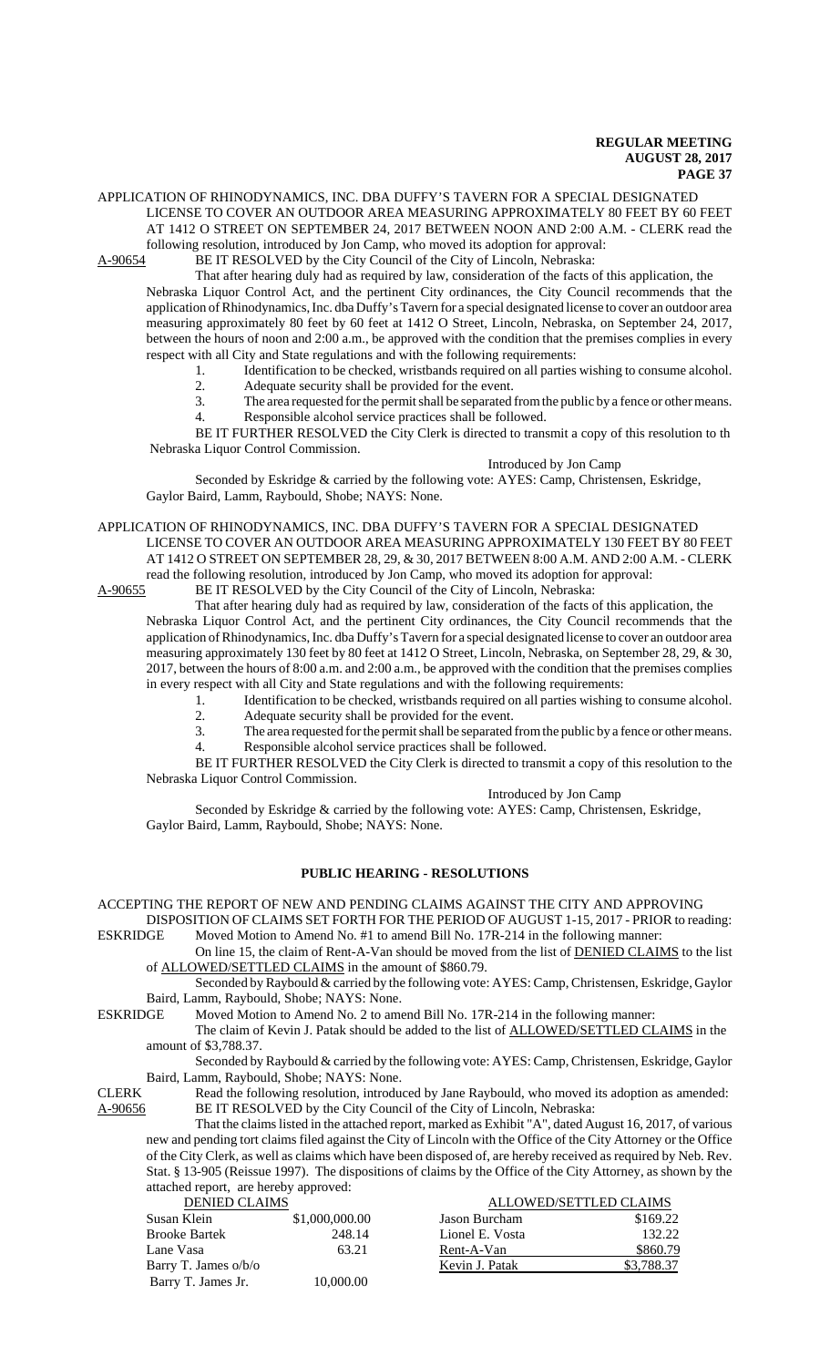APPLICATION OF RHINODYNAMICS, INC. DBA DUFFY'S TAVERN FOR A SPECIAL DESIGNATED LICENSE TO COVER AN OUTDOOR AREA MEASURING APPROXIMATELY 80 FEET BY 60 FEET AT 1412 O STREET ON SEPTEMBER 24, 2017 BETWEEN NOON AND 2:00 A.M. - CLERK read the following resolution, introduced by Jon Camp, who moved its adoption for approval:

A-90654 BE IT RESOLVED by the City Council of the City of Lincoln, Nebraska:

That after hearing duly had as required by law, consideration of the facts of this application, the Nebraska Liquor Control Act, and the pertinent City ordinances, the City Council recommends that the application of Rhinodynamics, Inc. dba Duffy's Tavern for a special designated license to cover an outdoor area measuring approximately 80 feet by 60 feet at 1412 O Street, Lincoln, Nebraska, on September 24, 2017, between the hours of noon and 2:00 a.m., be approved with the condition that the premises complies in every respect with all City and State regulations and with the following requirements:

1. Identification to be checked, wristbands required on all parties wishing to consume alcohol.
2. Adequate security shall be provided for the event.
3. The area requested for the permit shall be separated from the public by a fence or other means.
4. Responsible alcohol service practices shall be followed.

BE IT FURTHER RESOLVED the City Clerk is directed to transmit a copy of this resolution to th Nebraska Liquor Control Commission.

Introduced by Jon Camp

Seconded by Eskridge & carried by the following vote: AYES: Camp, Christensen, Eskridge, Gaylor Baird, Lamm, Raybould, Shobe; NAYS: None.

APPLICATION OF RHINODYNAMICS, INC. DBA DUFFY'S TAVERN FOR A SPECIAL DESIGNATED LICENSE TO COVER AN OUTDOOR AREA MEASURING APPROXIMATELY 130 FEET BY 80 FEET AT 1412 O STREET ON SEPTEMBER 28, 29, & 30, 2017 BETWEEN 8:00 A.M. AND 2:00 A.M. - CLERK read the following resolution, introduced by Jon Camp, who moved its adoption for approval:

A-90655 BE IT RESOLVED by the City Council of the City of Lincoln, Nebraska:

That after hearing duly had as required by law, consideration of the facts of this application, the Nebraska Liquor Control Act, and the pertinent City ordinances, the City Council recommends that the application of Rhinodynamics, Inc. dba Duffy's Tavern for a special designated license to cover an outdoor area measuring approximately 130 feet by 80 feet at 1412 O Street, Lincoln, Nebraska, on September 28, 29, & 30, 2017, between the hours of 8:00 a.m. and 2:00 a.m., be approved with the condition that the premises complies in every respect with all City and State regulations and with the following requirements:

1. Identification to be checked, wristbands required on all parties wishing to consume alcohol.
2. Adequate security shall be provided for the event.
3. The area requested for the permit shall be separated from the public by a fence or other means.
4. Responsible alcohol service practices shall be followed.

BE IT FURTHER RESOLVED the City Clerk is directed to transmit a copy of this resolution to the Nebraska Liquor Control Commission.

Introduced by Jon Camp

Seconded by Eskridge & carried by the following vote: AYES: Camp, Christensen, Eskridge, Gaylor Baird, Lamm, Raybould, Shobe; NAYS: None.

## PUBLIC HEARING - RESOLUTIONS

ACCEPTING THE REPORT OF NEW AND PENDING CLAIMS AGAINST THE CITY AND APPROVING DISPOSITION OF CLAIMS SET FORTH FOR THE PERIOD OF AUGUST 1-15, 2017 - PRIOR to reading:

ESKRIDGE Moved Motion to Amend No. #1 to amend Bill No. 17R-214 in the following manner:

On line 15, the claim of Rent-A-Van should be moved from the list of DENIED CLAIMS to the list of ALLOWED/SETTLED CLAIMS in the amount of $860.79.

Seconded by Raybould & carried by the following vote: AYES: Camp, Christensen, Eskridge, Gaylor Baird, Lamm, Raybould, Shobe; NAYS: None.

ESKRIDGE Moved Motion to Amend No. 2 to amend Bill No. 17R-214 in the following manner:

The claim of Kevin J. Patak should be added to the list of ALLOWED/SETTLED CLAIMS in the amount of $3,788.37.

Seconded by Raybould & carried by the following vote: AYES: Camp, Christensen, Eskridge, Gaylor Baird, Lamm, Raybould, Shobe; NAYS: None.

CLERK Read the following resolution, introduced by Jane Raybould, who moved its adoption as amended:

A-90656 BE IT RESOLVED by the City Council of the City of Lincoln, Nebraska:

That the claims listed in the attached report, marked as Exhibit "A", dated August 16, 2017, of various new and pending tort claims filed against the City of Lincoln with the Office of the City Attorney or the Office of the City Clerk, as well as claims which have been disposed of, are hereby received as required by Neb. Rev. Stat. § 13-905 (Reissue 1997). The dispositions of claims by the Office of the City Attorney, as shown by the attached report, are hereby approved:

| DENIED CLAIMS | | ALLOWED/SETTLED CLAIMS | |
|---|---|---|---|
| Susan Klein | $1,000,000.00 | Jason Burcham | $169.22 |
| Brooke Bartek | 248.14 | Lionel E. Vosta | 132.22 |
| Lane Vasa | 63.21 | Rent-A-Van | $860.79 |
| Barry T. James o/b/o Barry T. James Jr. | 10,000.00 | Kevin J. Patak | $3,788.37 |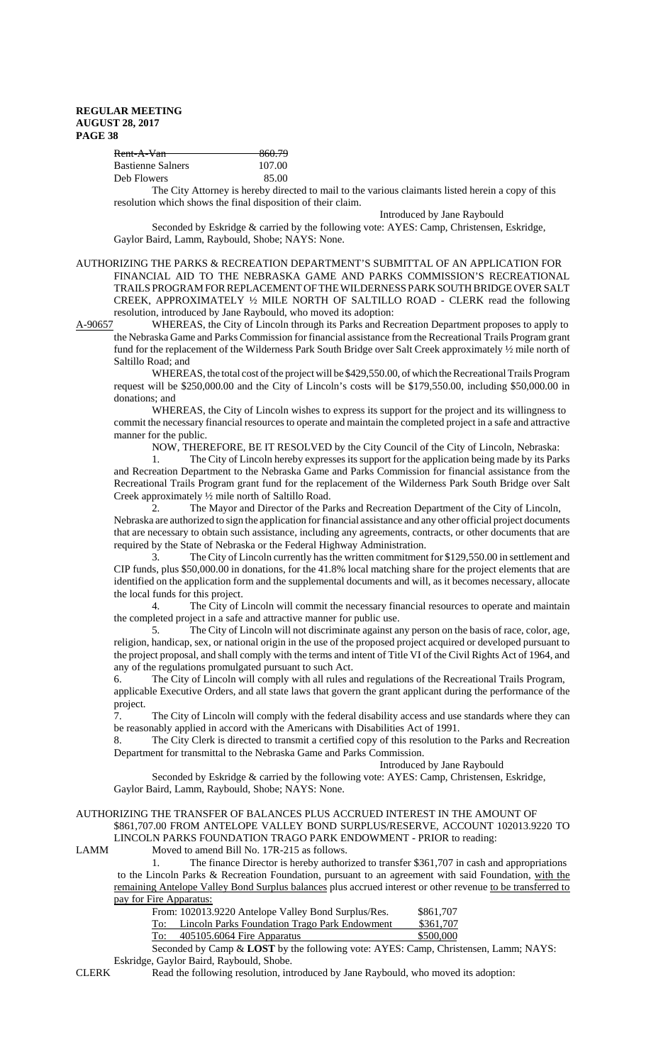| | |
|---|---|
| ~~Rent-A-Van~~ | ~~860.79~~ |
| Bastienne Salners | 107.00 |
| Deb Flowers | 85.00 |

The City Attorney is hereby directed to mail to the various claimants listed herein a copy of this resolution which shows the final disposition of their claim.

Introduced by Jane Raybould

Seconded by Eskridge & carried by the following vote: AYES: Camp, Christensen, Eskridge, Gaylor Baird, Lamm, Raybould, Shobe; NAYS: None.

AUTHORIZING THE PARKS & RECREATION DEPARTMENT'S SUBMITTAL OF AN APPLICATION FOR FINANCIAL AID TO THE NEBRASKA GAME AND PARKS COMMISSION'S RECREATIONAL TRAILS PROGRAM FOR REPLACEMENT OF THE WILDERNESS PARK SOUTH BRIDGE OVER SALT CREEK, APPROXIMATELY ½ MILE NORTH OF SALTILLO ROAD - CLERK read the following resolution, introduced by Jane Raybould, who moved its adoption:

A-90657 WHEREAS, the City of Lincoln through its Parks and Recreation Department proposes to apply to the Nebraska Game and Parks Commission for financial assistance from the Recreational Trails Program grant fund for the replacement of the Wilderness Park South Bridge over Salt Creek approximately ½ mile north of Saltillo Road; and

WHEREAS, the total cost of the project will be $429,550.00, of which the Recreational Trails Program request will be $250,000.00 and the City of Lincoln's costs will be $179,550.00, including $50,000.00 in donations; and

WHEREAS, the City of Lincoln wishes to express its support for the project and its willingness to commit the necessary financial resources to operate and maintain the completed project in a safe and attractive manner for the public.

NOW, THEREFORE, BE IT RESOLVED by the City Council of the City of Lincoln, Nebraska:

1. The City of Lincoln hereby expresses its support for the application being made by its Parks and Recreation Department to the Nebraska Game and Parks Commission for financial assistance from the Recreational Trails Program grant fund for the replacement of the Wilderness Park South Bridge over Salt Creek approximately ½ mile north of Saltillo Road.

2. The Mayor and Director of the Parks and Recreation Department of the City of Lincoln, Nebraska are authorized to sign the application for financial assistance and any other official project documents that are necessary to obtain such assistance, including any agreements, contracts, or other documents that are required by the State of Nebraska or the Federal Highway Administration.

3. The City of Lincoln currently has the written commitment for $129,550.00 in settlement and CIP funds, plus $50,000.00 in donations, for the 41.8% local matching share for the project elements that are identified on the application form and the supplemental documents and will, as it becomes necessary, allocate the local funds for this project.

4. The City of Lincoln will commit the necessary financial resources to operate and maintain the completed project in a safe and attractive manner for public use.

5. The City of Lincoln will not discriminate against any person on the basis of race, color, age, religion, handicap, sex, or national origin in the use of the proposed project acquired or developed pursuant to the project proposal, and shall comply with the terms and intent of Title VI of the Civil Rights Act of 1964, and any of the regulations promulgated pursuant to such Act.

6. The City of Lincoln will comply with all rules and regulations of the Recreational Trails Program, applicable Executive Orders, and all state laws that govern the grant applicant during the performance of the project.

7. The City of Lincoln will comply with the federal disability access and use standards where they can be reasonably applied in accord with the Americans with Disabilities Act of 1991.

8. The City Clerk is directed to transmit a certified copy of this resolution to the Parks and Recreation Department for transmittal to the Nebraska Game and Parks Commission.

Introduced by Jane Raybould

Seconded by Eskridge & carried by the following vote: AYES: Camp, Christensen, Eskridge, Gaylor Baird, Lamm, Raybould, Shobe; NAYS: None.

AUTHORIZING THE TRANSFER OF BALANCES PLUS ACCRUED INTEREST IN THE AMOUNT OF $861,707.00 FROM ANTELOPE VALLEY BOND SURPLUS/RESERVE, ACCOUNT 102013.9220 TO LINCOLN PARKS FOUNDATION TRAGO PARK ENDOWMENT - PRIOR to reading:

LAMM Moved to amend Bill No. 17R-215 as follows.

1. The finance Director is hereby authorized to transfer $361,707 in cash and appropriations to the Lincoln Parks & Recreation Foundation, pursuant to an agreement with said Foundation, <u>with the remaining Antelope Valley Bond Surplus balances</u> plus accrued interest or other revenue <u>to be transferred to pay for Fire Apparatus:</u>

| | |
|---|---|
| From: 102013.9220 Antelope Valley Bond Surplus/Res. | $861,707 |
| <u>To: Lincoln Parks Foundation Trago Park Endowment</u> | <u>$361,707</u> |
| <u>To: 405105.6064 Fire Apparatus</u> | <u>$500,000</u> |

Seconded by Camp & **LOST** by the following vote: AYES: Camp, Christensen, Lamm; NAYS: Eskridge, Gaylor Baird, Raybould, Shobe.

CLERK Read the following resolution, introduced by Jane Raybould, who moved its adoption: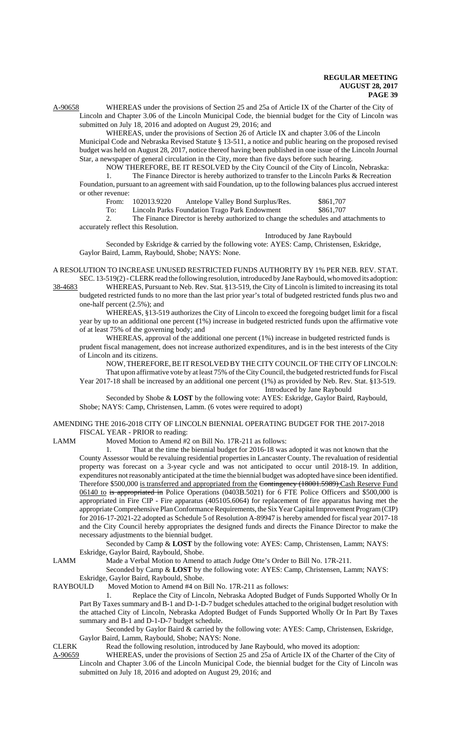A-90658 WHEREAS under the provisions of Section 25 and 25a of Article IX of the Charter of the City of Lincoln and Chapter 3.06 of the Lincoln Municipal Code, the biennial budget for the City of Lincoln was submitted on July 18, 2016 and adopted on August 29, 2016; and

WHEREAS, under the provisions of Section 26 of Article IX and chapter 3.06 of the Lincoln Municipal Code and Nebraska Revised Statute § 13-511, a notice and public hearing on the proposed revised budget was held on August 28, 2017, notice thereof having been published in one issue of the Lincoln Journal Star, a newspaper of general circulation in the City, more than five days before such hearing.

NOW THEREFORE, BE IT RESOLVED by the City Council of the City of Lincoln, Nebraska:

1. The Finance Director is hereby authorized to transfer to the Lincoln Parks & Recreation Foundation, pursuant to an agreement with said Foundation, up to the following balances plus accrued interest or other revenue:

From: 102013.9220 Antelope Valley Bond Surplus/Res. $861,707

To: Lincoln Parks Foundation Trago Park Endowment $861,707

2. The Finance Director is hereby authorized to change the schedules and attachments to accurately reflect this Resolution.

Introduced by Jane Raybould

Seconded by Eskridge & carried by the following vote: AYES: Camp, Christensen, Eskridge, Gaylor Baird, Lamm, Raybould, Shobe; NAYS: None.

A RESOLUTION TO INCREASE UNUSED RESTRICTED FUNDS AUTHORITY BY 1% PER NEB. REV. STAT. SEC. 13-519(2) - CLERK read the following resolution, introduced by Jane Raybould, who moved its adoption:

38-4683 WHEREAS, Pursuant to Neb. Rev. Stat. §13-519, the City of Lincoln is limited to increasing its total budgeted restricted funds to no more than the last prior year's total of budgeted restricted funds plus two and one-half percent (2.5%); and

WHEREAS, §13-519 authorizes the City of Lincoln to exceed the foregoing budget limit for a fiscal year by up to an additional one percent (1%) increase in budgeted restricted funds upon the affirmative vote of at least 75% of the governing body; and

WHEREAS, approval of the additional one percent (1%) increase in budgeted restricted funds is prudent fiscal management, does not increase authorized expenditures, and is in the best interests of the City of Lincoln and its citizens.

NOW, THEREFORE, BE IT RESOLVED BY THE CITY COUNCIL OF THE CITY OF LINCOLN:

That upon affirmative vote by at least 75% of the City Council, the budgeted restricted funds for Fiscal Year 2017-18 shall be increased by an additional one percent (1%) as provided by Neb. Rev. Stat. §13-519.

Introduced by Jane Raybould

Seconded by Shobe & **LOST** by the following vote: AYES: Eskridge, Gaylor Baird, Raybould, Shobe; NAYS: Camp, Christensen, Lamm. (6 votes were required to adopt)

AMENDING THE 2016-2018 CITY OF LINCOLN BIENNIAL OPERATING BUDGET FOR THE 2017-2018 FISCAL YEAR - PRIOR to reading:

LAMM Moved Motion to Amend #2 on Bill No. 17R-211 as follows:

1. That at the time the biennial budget for 2016-18 was adopted it was not known that the County Assessor would be revaluing residential properties in Lancaster County. The revaluation of residential property was forecast on a 3-year cycle and was not anticipated to occur until 2018-19. In addition, expenditures not reasonably anticipated at the time the biennial budget was adopted have since been identified. Therefore $500,000 is transferred and appropriated from the ~~Contingency (18001.5989)~~ Cash Reserve Fund 06140 to ~~is appropriated in~~ Police Operations (0403B.5021) for 6 FTE Police Officers and $500,000 is appropriated in Fire CIP - Fire apparatus (405105.6064) for replacement of fire apparatus having met the appropriate Comprehensive Plan Conformance Requirements, the Six Year Capital Improvement Program (CIP) for 2016-17-2021-22 adopted as Schedule 5 of Resolution A-89947 is hereby amended for fiscal year 2017-18 and the City Council hereby appropriates the designed funds and directs the Finance Director to make the necessary adjustments to the biennial budget.

Seconded by Camp & **LOST** by the following vote: AYES: Camp, Christensen, Lamm; NAYS: Eskridge, Gaylor Baird, Raybould, Shobe.

LAMM Made a Verbal Motion to Amend to attach Judge Otte's Order to Bill No. 17R-211.

Seconded by Camp & **LOST** by the following vote: AYES: Camp, Christensen, Lamm; NAYS: Eskridge, Gaylor Baird, Raybould, Shobe.

RAYBOULD Moved Motion to Amend #4 on Bill No. 17R-211 as follows:

1. Replace the City of Lincoln, Nebraska Adopted Budget of Funds Supported Wholly Or In Part By Taxes summary and B-1 and D-1-D-7 budget schedules attached to the original budget resolution with the attached City of Lincoln, Nebraska Adopted Budget of Funds Supported Wholly Or In Part By Taxes summary and B-1 and D-1-D-7 budget schedule.

Seconded by Gaylor Baird & carried by the following vote: AYES: Camp, Christensen, Eskridge, Gaylor Baird, Lamm, Raybould, Shobe; NAYS: None.

CLERK Read the following resolution, introduced by Jane Raybould, who moved its adoption:

A-90659 WHEREAS, under the provisions of Section 25 and 25a of Article IX of the Charter of the City of Lincoln and Chapter 3.06 of the Lincoln Municipal Code, the biennial budget for the City of Lincoln was submitted on July 18, 2016 and adopted on August 29, 2016; and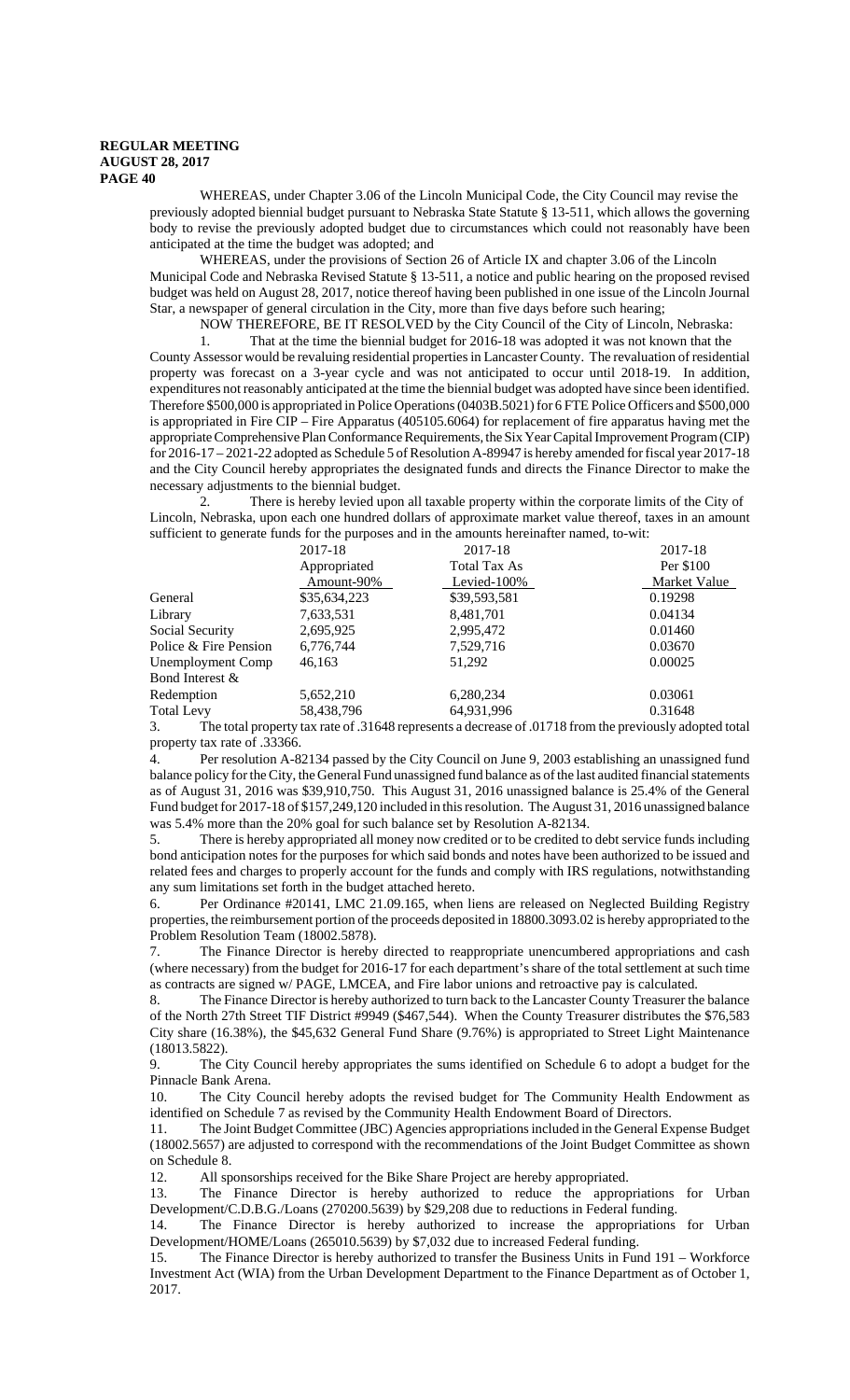WHEREAS, under Chapter 3.06 of the Lincoln Municipal Code, the City Council may revise the previously adopted biennial budget pursuant to Nebraska State Statute § 13-511, which allows the governing body to revise the previously adopted budget due to circumstances which could not reasonably have been anticipated at the time the budget was adopted; and

WHEREAS, under the provisions of Section 26 of Article IX and chapter 3.06 of the Lincoln Municipal Code and Nebraska Revised Statute § 13-511, a notice and public hearing on the proposed revised budget was held on August 28, 2017, notice thereof having been published in one issue of the Lincoln Journal Star, a newspaper of general circulation in the City, more than five days before such hearing;

NOW THEREFORE, BE IT RESOLVED by the City Council of the City of Lincoln, Nebraska:

1. That at the time the biennial budget for 2016-18 was adopted it was not known that the County Assessor would be revaluing residential properties in Lancaster County. The revaluation of residential property was forecast on a 3-year cycle and was not anticipated to occur until 2018-19. In addition, expenditures not reasonably anticipated at the time the biennial budget was adopted have since been identified. Therefore $500,000 is appropriated in Police Operations (0403B.5021) for 6 FTE Police Officers and $500,000 is appropriated in Fire CIP – Fire Apparatus (405105.6064) for replacement of fire apparatus having met the appropriate Comprehensive Plan Conformance Requirements, the Six Year Capital Improvement Program (CIP) for 2016-17 – 2021-22 adopted as Schedule 5 of Resolution A-89947 is hereby amended for fiscal year 2017-18 and the City Council hereby appropriates the designated funds and directs the Finance Director to make the necessary adjustments to the biennial budget.

2. There is hereby levied upon all taxable property within the corporate limits of the City of Lincoln, Nebraska, upon each one hundred dollars of approximate market value thereof, taxes in an amount sufficient to generate funds for the purposes and in the amounts hereinafter named, to-wit:

| | 2017-18 Appropriated Amount-90% | 2017-18 Total Tax As Levied-100% | 2017-18 Per $100 Market Value |
|---|---|---|---|
| General | $35,634,223 | $39,593,581 | 0.19298 |
| Library | 7,633,531 | 8,481,701 | 0.04134 |
| Social Security | 2,695,925 | 2,995,472 | 0.01460 |
| Police & Fire Pension | 6,776,744 | 7,529,716 | 0.03670 |
| Unemployment Comp | 46,163 | 51,292 | 0.00025 |
| Bond Interest & Redemption | 5,652,210 | 6,280,234 | 0.03061 |
| Total Levy | 58,438,796 | 64,931,996 | 0.31648 |

3. The total property tax rate of .31648 represents a decrease of .01718 from the previously adopted total property tax rate of .33366.

4. Per resolution A-82134 passed by the City Council on June 9, 2003 establishing an unassigned fund balance policy for the City, the General Fund unassigned fund balance as of the last audited financial statements as of August 31, 2016 was $39,910,750. This August 31, 2016 unassigned balance is 25.4% of the General Fund budget for 2017-18 of $157,249,120 included in this resolution. The August 31, 2016 unassigned balance was 5.4% more than the 20% goal for such balance set by Resolution A-82134.

5. There is hereby appropriated all money now credited or to be credited to debt service funds including bond anticipation notes for the purposes for which said bonds and notes have been authorized to be issued and related fees and charges to properly account for the funds and comply with IRS regulations, notwithstanding any sum limitations set forth in the budget attached hereto.

6. Per Ordinance #20141, LMC 21.09.165, when liens are released on Neglected Building Registry properties, the reimbursement portion of the proceeds deposited in 18800.3093.02 is hereby appropriated to the Problem Resolution Team (18002.5878).

7. The Finance Director is hereby directed to reappropriate unencumbered appropriations and cash (where necessary) from the budget for 2016-17 for each department's share of the total settlement at such time as contracts are signed w/ PAGE, LMCEA, and Fire labor unions and retroactive pay is calculated.

8. The Finance Director is hereby authorized to turn back to the Lancaster County Treasurer the balance of the North 27th Street TIF District #9949 ($467,544). When the County Treasurer distributes the $76,583 City share (16.38%), the $45,632 General Fund Share (9.76%) is appropriated to Street Light Maintenance (18013.5822).

9. The City Council hereby appropriates the sums identified on Schedule 6 to adopt a budget for the Pinnacle Bank Arena.

10. The City Council hereby adopts the revised budget for The Community Health Endowment as identified on Schedule 7 as revised by the Community Health Endowment Board of Directors.

11. The Joint Budget Committee (JBC) Agencies appropriations included in the General Expense Budget (18002.5657) are adjusted to correspond with the recommendations of the Joint Budget Committee as shown on Schedule 8.

12. All sponsorships received for the Bike Share Project are hereby appropriated.

13. The Finance Director is hereby authorized to reduce the appropriations for Urban Development/C.D.B.G./Loans (270200.5639) by $29,208 due to reductions in Federal funding.

14. The Finance Director is hereby authorized to increase the appropriations for Urban Development/HOME/Loans (265010.5639) by $7,032 due to increased Federal funding.

15. The Finance Director is hereby authorized to transfer the Business Units in Fund 191 – Workforce Investment Act (WIA) from the Urban Development Department to the Finance Department as of October 1, 2017.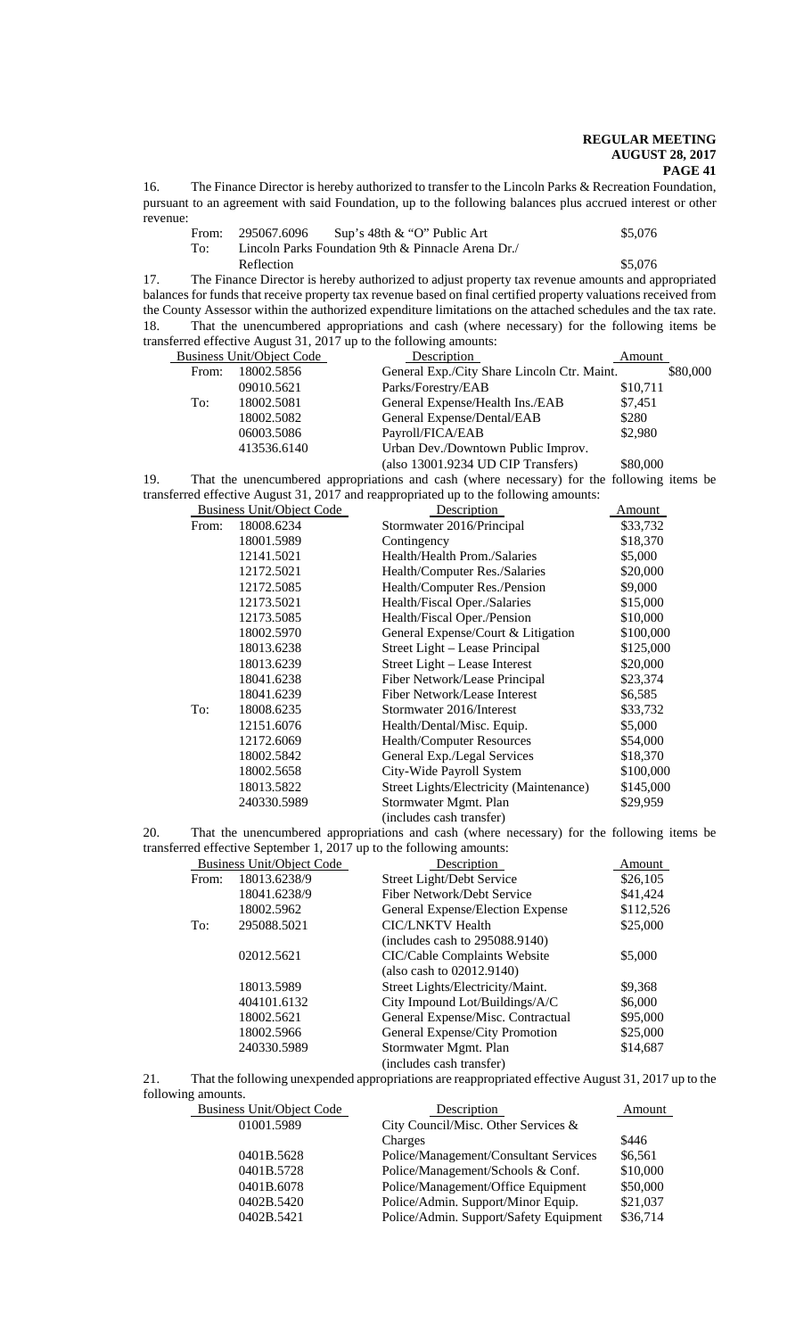16. The Finance Director is hereby authorized to transfer to the Lincoln Parks & Recreation Foundation, pursuant to an agreement with said Foundation, up to the following balances plus accrued interest or other revenue:

| | | | |
|---|---|---|---|
| From: | 295067.6096 | Sup's 48th & "O" Public Art | $5,076 |
| To: | | Lincoln Parks Foundation 9th & Pinnacle Arena Dr./ Reflection | $5,076 |

17. The Finance Director is hereby authorized to adjust property tax revenue amounts and appropriated balances for funds that receive property tax revenue based on final certified property valuations received from the County Assessor within the authorized expenditure limitations on the attached schedules and the tax rate.

18. That the unencumbered appropriations and cash (where necessary) for the following items be transferred effective August 31, 2017 up to the following amounts:

| | Business Unit/Object Code | Description | Amount |
|---|---|---|---|
| From: | 18002.5856 | General Exp./City Share Lincoln Ctr. Maint. | $80,000 |
| | 09010.5621 | Parks/Forestry/EAB | $10,711 |
| To: | 18002.5081 | General Expense/Health Ins./EAB | $7,451 |
| | 18002.5082 | General Expense/Dental/EAB | $280 |
| | 06003.5086 | Payroll/FICA/EAB | $2,980 |
| | 413536.6140 | Urban Dev./Downtown Public Improv. (also 13001.9234 UD CIP Transfers) | $80,000 |

19. That the unencumbered appropriations and cash (where necessary) for the following items be transferred effective August 31, 2017 and reappropriated up to the following amounts:

| | Business Unit/Object Code | Description | Amount |
|---|---|---|---|
| From: | 18008.6234 | Stormwater 2016/Principal | $33,732 |
| | 18001.5989 | Contingency | $18,370 |
| | 12141.5021 | Health/Health Prom./Salaries | $5,000 |
| | 12172.5021 | Health/Computer Res./Salaries | $20,000 |
| | 12172.5085 | Health/Computer Res./Pension | $9,000 |
| | 12173.5021 | Health/Fiscal Oper./Salaries | $15,000 |
| | 12173.5085 | Health/Fiscal Oper./Pension | $10,000 |
| | 18002.5970 | General Expense/Court & Litigation | $100,000 |
| | 18013.6238 | Street Light – Lease Principal | $125,000 |
| | 18013.6239 | Street Light – Lease Interest | $20,000 |
| | 18041.6238 | Fiber Network/Lease Principal | $23,374 |
| | 18041.6239 | Fiber Network/Lease Interest | $6,585 |
| To: | 18008.6235 | Stormwater 2016/Interest | $33,732 |
| | 12151.6076 | Health/Dental/Misc. Equip. | $5,000 |
| | 12172.6069 | Health/Computer Resources | $54,000 |
| | 18002.5842 | General Exp./Legal Services | $18,370 |
| | 18002.5658 | City-Wide Payroll System | $100,000 |
| | 18013.5822 | Street Lights/Electricity (Maintenance) | $145,000 |
| | 240330.5989 | Stormwater Mgmt. Plan (includes cash transfer) | $29,959 |

20. That the unencumbered appropriations and cash (where necessary) for the following items be transferred effective September 1, 2017 up to the following amounts:

| | Business Unit/Object Code | Description | Amount |
|---|---|---|---|
| From: | 18013.6238/9 | Street Light/Debt Service | $26,105 |
| | 18041.6238/9 | Fiber Network/Debt Service | $41,424 |
| | 18002.5962 | General Expense/Election Expense | $112,526 |
| To: | 295088.5021 | CIC/LNKTV Health (includes cash to 295088.9140) | $25,000 |
| | 02012.5621 | CIC/Cable Complaints Website (also cash to 02012.9140) | $5,000 |
| | 18013.5989 | Street Lights/Electricity/Maint. | $9,368 |
| | 404101.6132 | City Impound Lot/Buildings/A/C | $6,000 |
| | 18002.5621 | General Expense/Misc. Contractual | $95,000 |
| | 18002.5966 | General Expense/City Promotion | $25,000 |
| | 240330.5989 | Stormwater Mgmt. Plan (includes cash transfer) | $14,687 |

21. That the following unexpended appropriations are reappropriated effective August 31, 2017 up to the following amounts.

| Business Unit/Object Code | Description | Amount |
|---|---|---|
| 01001.5989 | City Council/Misc. Other Services & Charges | $446 |
| 0401B.5628 | Police/Management/Consultant Services | $6,561 |
| 0401B.5728 | Police/Management/Schools & Conf. | $10,000 |
| 0401B.6078 | Police/Management/Office Equipment | $50,000 |
| 0402B.5420 | Police/Admin. Support/Minor Equip. | $21,037 |
| 0402B.5421 | Police/Admin. Support/Safety Equipment | $36,714 |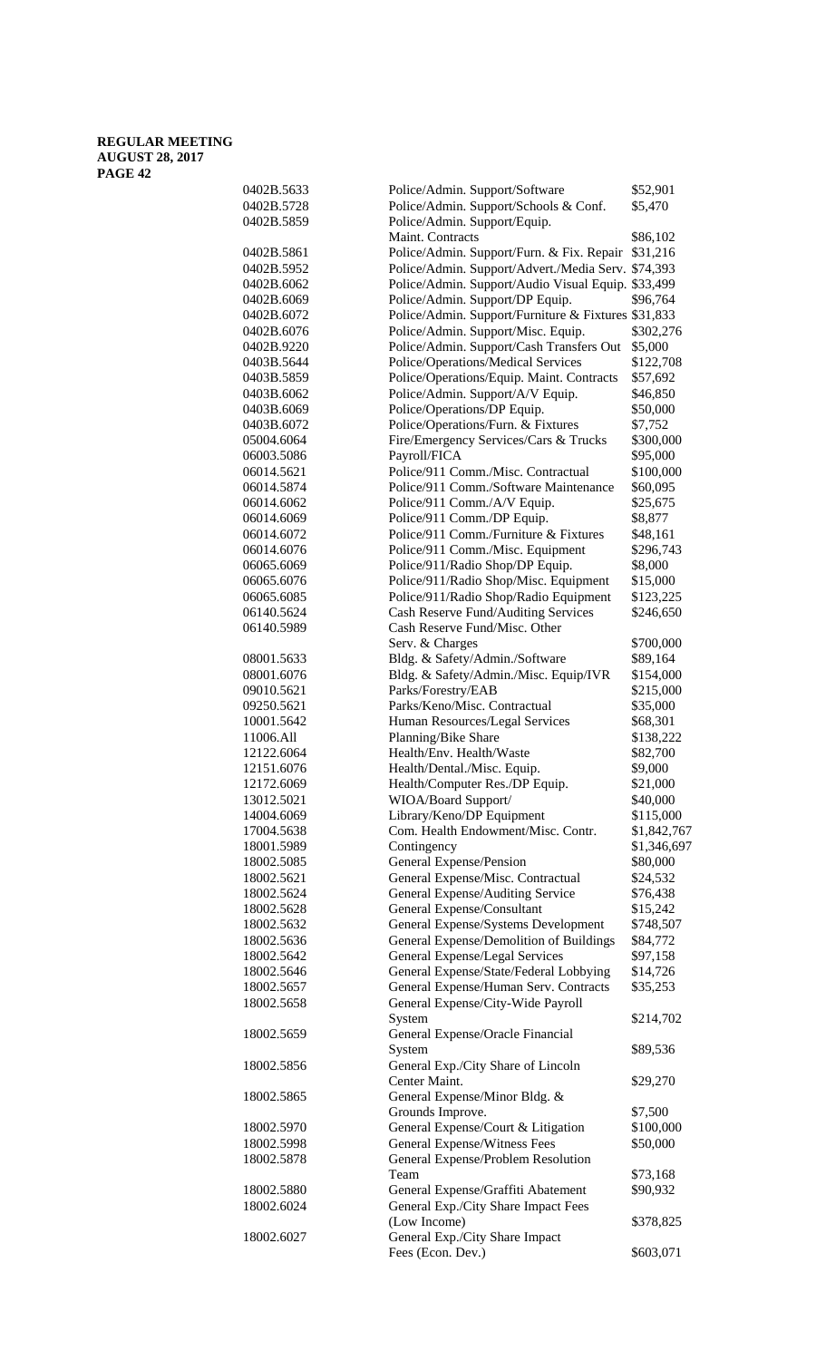| | | |
|---|---|---|
| 0402B.5633 | Police/Admin. Support/Software | $52,901 |
| 0402B.5728 | Police/Admin. Support/Schools & Conf. | $5,470 |
| 0402B.5859 | Police/Admin. Support/Equip. Maint. Contracts | $86,102 |
| 0402B.5861 | Police/Admin. Support/Furn. & Fix. Repair | $31,216 |
| 0402B.5952 | Police/Admin. Support/Advert./Media Serv. | $74,393 |
| 0402B.6062 | Police/Admin. Support/Audio Visual Equip. | $33,499 |
| 0402B.6069 | Police/Admin. Support/DP Equip. | $96,764 |
| 0402B.6072 | Police/Admin. Support/Furniture & Fixtures | $31,833 |
| 0402B.6076 | Police/Admin. Support/Misc. Equip. | $302,276 |
| 0402B.9220 | Police/Admin. Support/Cash Transfers Out | $5,000 |
| 0403B.5644 | Police/Operations/Medical Services | $122,708 |
| 0403B.5859 | Police/Operations/Equip. Maint. Contracts | $57,692 |
| 0403B.6062 | Police/Admin. Support/A/V Equip. | $46,850 |
| 0403B.6069 | Police/Operations/DP Equip. | $50,000 |
| 0403B.6072 | Police/Operations/Furn. & Fixtures | $7,752 |
| 05004.6064 | Fire/Emergency Services/Cars & Trucks | $300,000 |
| 06003.5086 | Payroll/FICA | $95,000 |
| 06014.5621 | Police/911 Comm./Misc. Contractual | $100,000 |
| 06014.5874 | Police/911 Comm./Software Maintenance | $60,095 |
| 06014.6062 | Police/911 Comm./A/V Equip. | $25,675 |
| 06014.6069 | Police/911 Comm./DP Equip. | $8,877 |
| 06014.6072 | Police/911 Comm./Furniture & Fixtures | $48,161 |
| 06014.6076 | Police/911 Comm./Misc. Equipment | $296,743 |
| 06065.6069 | Police/911/Radio Shop/DP Equip. | $8,000 |
| 06065.6076 | Police/911/Radio Shop/Misc. Equipment | $15,000 |
| 06065.6085 | Police/911/Radio Shop/Radio Equipment | $123,225 |
| 06140.5624 | Cash Reserve Fund/Auditing Services | $246,650 |
| 06140.5989 | Cash Reserve Fund/Misc. Other Serv. & Charges | $700,000 |
| 08001.5633 | Bldg. & Safety/Admin./Software | $89,164 |
| 08001.6076 | Bldg. & Safety/Admin./Misc. Equip/IVR | $154,000 |
| 09010.5621 | Parks/Forestry/EAB | $215,000 |
| 09250.5621 | Parks/Keno/Misc. Contractual | $35,000 |
| 10001.5642 | Human Resources/Legal Services | $68,301 |
| 11006.All | Planning/Bike Share | $138,222 |
| 12122.6064 | Health/Env. Health/Waste | $82,700 |
| 12151.6076 | Health/Dental./Misc. Equip. | $9,000 |
| 12172.6069 | Health/Computer Res./DP Equip. | $21,000 |
| 13012.5021 | WIOA/Board Support/ | $40,000 |
| 14004.6069 | Library/Keno/DP Equipment | $115,000 |
| 17004.5638 | Com. Health Endowment/Misc. Contr. | $1,842,767 |
| 18001.5989 | Contingency | $1,346,697 |
| 18002.5085 | General Expense/Pension | $80,000 |
| 18002.5621 | General Expense/Misc. Contractual | $24,532 |
| 18002.5624 | General Expense/Auditing Service | $76,438 |
| 18002.5628 | General Expense/Consultant | $15,242 |
| 18002.5632 | General Expense/Systems Development | $748,507 |
| 18002.5636 | General Expense/Demolition of Buildings | $84,772 |
| 18002.5642 | General Expense/Legal Services | $97,158 |
| 18002.5646 | General Expense/State/Federal Lobbying | $14,726 |
| 18002.5657 | General Expense/Human Serv. Contracts | $35,253 |
| 18002.5658 | General Expense/City-Wide Payroll System | $214,702 |
| 18002.5659 | General Expense/Oracle Financial System | $89,536 |
| 18002.5856 | General Exp./City Share of Lincoln Center Maint. | $29,270 |
| 18002.5865 | General Expense/Minor Bldg. & Grounds Improve. | $7,500 |
| 18002.5970 | General Expense/Court & Litigation | $100,000 |
| 18002.5998 | General Expense/Witness Fees | $50,000 |
| 18002.5878 | General Expense/Problem Resolution Team | $73,168 |
| 18002.5880 | General Expense/Graffiti Abatement | $90,932 |
| 18002.6024 | General Exp./City Share Impact Fees (Low Income) | $378,825 |
| 18002.6027 | General Exp./City Share Impact Fees (Econ. Dev.) | $603,071 |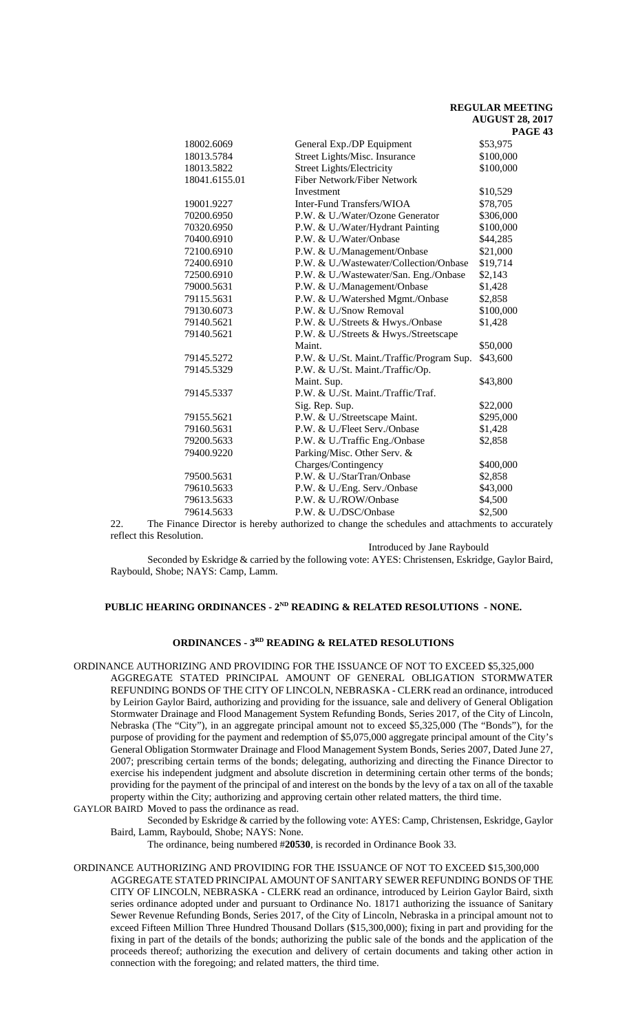| | | |
|---|---|---|
| 18002.6069 | General Exp./DP Equipment | $53,975 |
| 18013.5784 | Street Lights/Misc. Insurance | $100,000 |
| 18013.5822 | Street Lights/Electricity | $100,000 |
| 18041.6155.01 | Fiber Network/Fiber Network Investment | $10,529 |
| 19001.9227 | Inter-Fund Transfers/WIOA | $78,705 |
| 70200.6950 | P.W. & U./Water/Ozone Generator | $306,000 |
| 70320.6950 | P.W. & U./Water/Hydrant Painting | $100,000 |
| 70400.6910 | P.W. & U./Water/Onbase | $44,285 |
| 72100.6910 | P.W. & U./Management/Onbase | $21,000 |
| 72400.6910 | P.W. & U./Wastewater/Collection/Onbase | $19,714 |
| 72500.6910 | P.W. & U./Wastewater/San. Eng./Onbase | $2,143 |
| 79000.5631 | P.W. & U./Management/Onbase | $1,428 |
| 79115.5631 | P.W. & U./Watershed Mgmt./Onbase | $2,858 |
| 79130.6073 | P.W. & U./Snow Removal | $100,000 |
| 79140.5621 | P.W. & U./Streets & Hwys./Onbase | $1,428 |
| 79140.5621 | P.W. & U./Streets & Hwys./Streetscape Maint. | $50,000 |
| 79145.5272 | P.W. & U./St. Maint./Traffic/Program Sup. | $43,600 |
| 79145.5329 | P.W. & U./St. Maint./Traffic/Op. Maint. Sup. | $43,800 |
| 79145.5337 | P.W. & U./St. Maint./Traffic/Traf. Sig. Rep. Sup. | $22,000 |
| 79155.5621 | P.W. & U./Streetscape Maint. | $295,000 |
| 79160.5631 | P.W. & U./Fleet Serv./Onbase | $1,428 |
| 79200.5633 | P.W. & U./Traffic Eng./Onbase | $2,858 |
| 79400.9220 | Parking/Misc. Other Serv. & Charges/Contingency | $400,000 |
| 79500.5631 | P.W. & U./StarTran/Onbase | $2,858 |
| 79610.5633 | P.W. & U./Eng. Serv./Onbase | $43,000 |
| 79613.5633 | P.W. & U./ROW/Onbase | $4,500 |
| 79614.5633 | P.W. & U./DSC/Onbase | $2,500 |

22. The Finance Director is hereby authorized to change the schedules and attachments to accurately reflect this Resolution.

Introduced by Jane Raybould

Seconded by Eskridge & carried by the following vote: AYES: Christensen, Eskridge, Gaylor Baird, Raybould, Shobe; NAYS: Camp, Lamm.

## PUBLIC HEARING ORDINANCES - 2ND READING & RELATED RESOLUTIONS - NONE.

## ORDINANCES - 3RD READING & RELATED RESOLUTIONS

ORDINANCE AUTHORIZING AND PROVIDING FOR THE ISSUANCE OF NOT TO EXCEED $5,325,000 AGGREGATE STATED PRINCIPAL AMOUNT OF GENERAL OBLIGATION STORMWATER REFUNDING BONDS OF THE CITY OF LINCOLN, NEBRASKA - CLERK read an ordinance, introduced by Leirion Gaylor Baird, authorizing and providing for the issuance, sale and delivery of General Obligation Stormwater Drainage and Flood Management System Refunding Bonds, Series 2017, of the City of Lincoln, Nebraska (The "City"), in an aggregate principal amount not to exceed $5,325,000 (The "Bonds"), for the purpose of providing for the payment and redemption of $5,075,000 aggregate principal amount of the City's General Obligation Stormwater Drainage and Flood Management System Bonds, Series 2007, Dated June 27, 2007; prescribing certain terms of the bonds; delegating, authorizing and directing the Finance Director to exercise his independent judgment and absolute discretion in determining certain other terms of the bonds; providing for the payment of the principal of and interest on the bonds by the levy of a tax on all of the taxable property within the City; authorizing and approving certain other related matters, the third time.

GAYLOR BAIRD Moved to pass the ordinance as read.

Seconded by Eskridge & carried by the following vote: AYES: Camp, Christensen, Eskridge, Gaylor Baird, Lamm, Raybould, Shobe; NAYS: None.

The ordinance, being numbered **#20530**, is recorded in Ordinance Book 33.

ORDINANCE AUTHORIZING AND PROVIDING FOR THE ISSUANCE OF NOT TO EXCEED $15,300,000 AGGREGATE STATED PRINCIPAL AMOUNT OF SANITARY SEWER REFUNDING BONDS OF THE CITY OF LINCOLN, NEBRASKA - CLERK read an ordinance, introduced by Leirion Gaylor Baird, sixth series ordinance adopted under and pursuant to Ordinance No. 18171 authorizing the issuance of Sanitary Sewer Revenue Refunding Bonds, Series 2017, of the City of Lincoln, Nebraska in a principal amount not to exceed Fifteen Million Three Hundred Thousand Dollars ($15,300,000); fixing in part and providing for the fixing in part of the details of the bonds; authorizing the public sale of the bonds and the application of the proceeds thereof; authorizing the execution and delivery of certain documents and taking other action in connection with the foregoing; and related matters, the third time.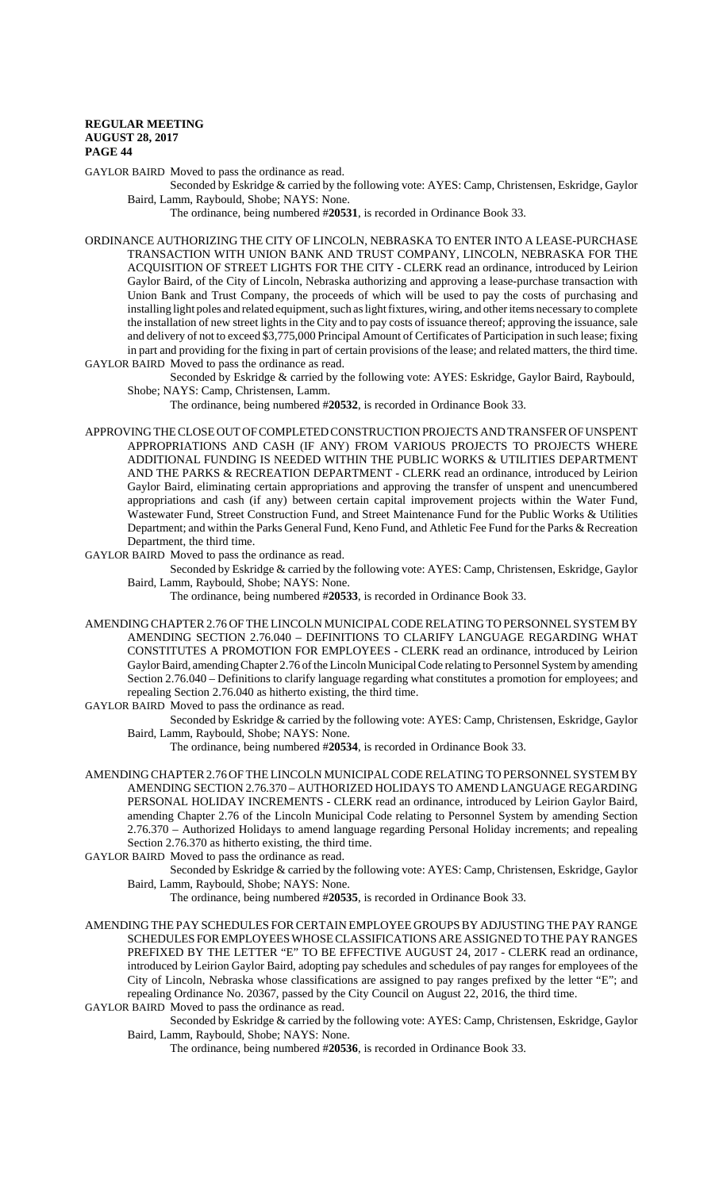GAYLOR BAIRD Moved to pass the ordinance as read.

Seconded by Eskridge & carried by the following vote: AYES: Camp, Christensen, Eskridge, Gaylor Baird, Lamm, Raybould, Shobe; NAYS: None.

The ordinance, being numbered #**20531**, is recorded in Ordinance Book 33.

ORDINANCE AUTHORIZING THE CITY OF LINCOLN, NEBRASKA TO ENTER INTO A LEASE-PURCHASE TRANSACTION WITH UNION BANK AND TRUST COMPANY, LINCOLN, NEBRASKA FOR THE ACQUISITION OF STREET LIGHTS FOR THE CITY - CLERK read an ordinance, introduced by Leirion Gaylor Baird, of the City of Lincoln, Nebraska authorizing and approving a lease-purchase transaction with Union Bank and Trust Company, the proceeds of which will be used to pay the costs of purchasing and installing light poles and related equipment, such as light fixtures, wiring, and other items necessary to complete the installation of new street lights in the City and to pay costs of issuance thereof; approving the issuance, sale and delivery of not to exceed $3,775,000 Principal Amount of Certificates of Participation in such lease; fixing in part and providing for the fixing in part of certain provisions of the lease; and related matters, the third time.

GAYLOR BAIRD Moved to pass the ordinance as read.

Seconded by Eskridge & carried by the following vote: AYES: Eskridge, Gaylor Baird, Raybould, Shobe; NAYS: Camp, Christensen, Lamm.

The ordinance, being numbered #**20532**, is recorded in Ordinance Book 33.

APPROVING THE CLOSE OUT OF COMPLETED CONSTRUCTION PROJECTS AND TRANSFER OF UNSPENT APPROPRIATIONS AND CASH (IF ANY) FROM VARIOUS PROJECTS TO PROJECTS WHERE ADDITIONAL FUNDING IS NEEDED WITHIN THE PUBLIC WORKS & UTILITIES DEPARTMENT AND THE PARKS & RECREATION DEPARTMENT - CLERK read an ordinance, introduced by Leirion Gaylor Baird, eliminating certain appropriations and approving the transfer of unspent and unencumbered appropriations and cash (if any) between certain capital improvement projects within the Water Fund, Wastewater Fund, Street Construction Fund, and Street Maintenance Fund for the Public Works & Utilities Department; and within the Parks General Fund, Keno Fund, and Athletic Fee Fund for the Parks & Recreation Department, the third time.

GAYLOR BAIRD Moved to pass the ordinance as read.

Seconded by Eskridge & carried by the following vote: AYES: Camp, Christensen, Eskridge, Gaylor Baird, Lamm, Raybould, Shobe; NAYS: None.

The ordinance, being numbered #**20533**, is recorded in Ordinance Book 33.

AMENDING CHAPTER 2.76 OF THE LINCOLN MUNICIPAL CODE RELATING TO PERSONNEL SYSTEM BY AMENDING SECTION 2.76.040 – DEFINITIONS TO CLARIFY LANGUAGE REGARDING WHAT CONSTITUTES A PROMOTION FOR EMPLOYEES - CLERK read an ordinance, introduced by Leirion Gaylor Baird, amending Chapter 2.76 of the Lincoln Municipal Code relating to Personnel System by amending Section 2.76.040 – Definitions to clarify language regarding what constitutes a promotion for employees; and repealing Section 2.76.040 as hitherto existing, the third time.

GAYLOR BAIRD Moved to pass the ordinance as read.

Seconded by Eskridge & carried by the following vote: AYES: Camp, Christensen, Eskridge, Gaylor Baird, Lamm, Raybould, Shobe; NAYS: None.

The ordinance, being numbered #**20534**, is recorded in Ordinance Book 33.

AMENDING CHAPTER 2.76 OF THE LINCOLN MUNICIPAL CODE RELATING TO PERSONNEL SYSTEM BY AMENDING SECTION 2.76.370 – AUTHORIZED HOLIDAYS TO AMEND LANGUAGE REGARDING PERSONAL HOLIDAY INCREMENTS - CLERK read an ordinance, introduced by Leirion Gaylor Baird, amending Chapter 2.76 of the Lincoln Municipal Code relating to Personnel System by amending Section 2.76.370 – Authorized Holidays to amend language regarding Personal Holiday increments; and repealing Section 2.76.370 as hitherto existing, the third time.

GAYLOR BAIRD Moved to pass the ordinance as read.

Seconded by Eskridge & carried by the following vote: AYES: Camp, Christensen, Eskridge, Gaylor Baird, Lamm, Raybould, Shobe; NAYS: None.

The ordinance, being numbered #**20535**, is recorded in Ordinance Book 33.

AMENDING THE PAY SCHEDULES FOR CERTAIN EMPLOYEE GROUPS BY ADJUSTING THE PAY RANGE SCHEDULES FOR EMPLOYEES WHOSE CLASSIFICATIONS ARE ASSIGNED TO THE PAY RANGES PREFIXED BY THE LETTER "E" TO BE EFFECTIVE AUGUST 24, 2017 - CLERK read an ordinance, introduced by Leirion Gaylor Baird, adopting pay schedules and schedules of pay ranges for employees of the City of Lincoln, Nebraska whose classifications are assigned to pay ranges prefixed by the letter "E"; and repealing Ordinance No. 20367, passed by the City Council on August 22, 2016, the third time.

GAYLOR BAIRD Moved to pass the ordinance as read.

Seconded by Eskridge & carried by the following vote: AYES: Camp, Christensen, Eskridge, Gaylor Baird, Lamm, Raybould, Shobe; NAYS: None.

The ordinance, being numbered #**20536**, is recorded in Ordinance Book 33.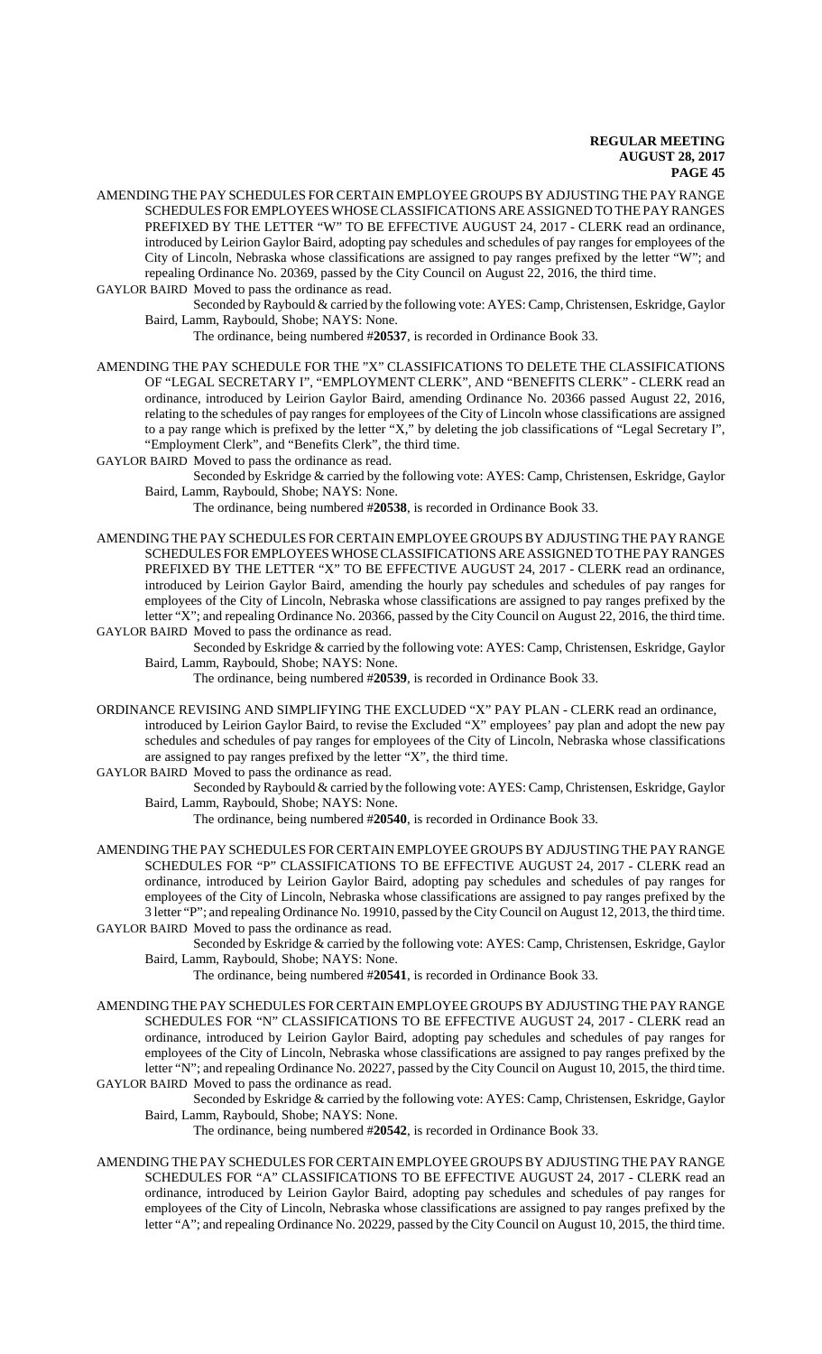AMENDING THE PAY SCHEDULES FOR CERTAIN EMPLOYEE GROUPS BY ADJUSTING THE PAY RANGE SCHEDULES FOR EMPLOYEES WHOSE CLASSIFICATIONS ARE ASSIGNED TO THE PAY RANGES PREFIXED BY THE LETTER "W" TO BE EFFECTIVE AUGUST 24, 2017 - CLERK read an ordinance, introduced by Leirion Gaylor Baird, adopting pay schedules and schedules of pay ranges for employees of the City of Lincoln, Nebraska whose classifications are assigned to pay ranges prefixed by the letter "W"; and repealing Ordinance No. 20369, passed by the City Council on August 22, 2016, the third time.

GAYLOR BAIRD Moved to pass the ordinance as read.

Seconded by Raybould & carried by the following vote: AYES: Camp, Christensen, Eskridge, Gaylor Baird, Lamm, Raybould, Shobe; NAYS: None.

The ordinance, being numbered #**20537**, is recorded in Ordinance Book 33.

AMENDING THE PAY SCHEDULE FOR THE "X" CLASSIFICATIONS TO DELETE THE CLASSIFICATIONS OF "LEGAL SECRETARY I", "EMPLOYMENT CLERK", AND "BENEFITS CLERK" - CLERK read an ordinance, introduced by Leirion Gaylor Baird, amending Ordinance No. 20366 passed August 22, 2016, relating to the schedules of pay ranges for employees of the City of Lincoln whose classifications are assigned to a pay range which is prefixed by the letter "X," by deleting the job classifications of "Legal Secretary I", "Employment Clerk", and "Benefits Clerk", the third time.

GAYLOR BAIRD Moved to pass the ordinance as read.

Seconded by Eskridge & carried by the following vote: AYES: Camp, Christensen, Eskridge, Gaylor Baird, Lamm, Raybould, Shobe; NAYS: None.

The ordinance, being numbered #**20538**, is recorded in Ordinance Book 33.

AMENDING THE PAY SCHEDULES FOR CERTAIN EMPLOYEE GROUPS BY ADJUSTING THE PAY RANGE SCHEDULES FOR EMPLOYEES WHOSE CLASSIFICATIONS ARE ASSIGNED TO THE PAY RANGES PREFIXED BY THE LETTER "X" TO BE EFFECTIVE AUGUST 24, 2017 - CLERK read an ordinance, introduced by Leirion Gaylor Baird, amending the hourly pay schedules and schedules of pay ranges for employees of the City of Lincoln, Nebraska whose classifications are assigned to pay ranges prefixed by the letter "X"; and repealing Ordinance No. 20366, passed by the City Council on August 22, 2016, the third time.

GAYLOR BAIRD Moved to pass the ordinance as read.

Seconded by Eskridge & carried by the following vote: AYES: Camp, Christensen, Eskridge, Gaylor Baird, Lamm, Raybould, Shobe; NAYS: None.

The ordinance, being numbered #**20539**, is recorded in Ordinance Book 33.

ORDINANCE REVISING AND SIMPLIFYING THE EXCLUDED "X" PAY PLAN - CLERK read an ordinance, introduced by Leirion Gaylor Baird, to revise the Excluded "X" employees' pay plan and adopt the new pay schedules and schedules of pay ranges for employees of the City of Lincoln, Nebraska whose classifications are assigned to pay ranges prefixed by the letter "X", the third time.

GAYLOR BAIRD Moved to pass the ordinance as read.

Seconded by Raybould & carried by the following vote: AYES: Camp, Christensen, Eskridge, Gaylor Baird, Lamm, Raybould, Shobe; NAYS: None.

The ordinance, being numbered #**20540**, is recorded in Ordinance Book 33.

AMENDING THE PAY SCHEDULES FOR CERTAIN EMPLOYEE GROUPS BY ADJUSTING THE PAY RANGE SCHEDULES FOR "P" CLASSIFICATIONS TO BE EFFECTIVE AUGUST 24, 2017 - CLERK read an ordinance, introduced by Leirion Gaylor Baird, adopting pay schedules and schedules of pay ranges for employees of the City of Lincoln, Nebraska whose classifications are assigned to pay ranges prefixed by the 3 letter "P"; and repealing Ordinance No. 19910, passed by the City Council on August 12, 2013, the third time.

GAYLOR BAIRD Moved to pass the ordinance as read.

Seconded by Eskridge & carried by the following vote: AYES: Camp, Christensen, Eskridge, Gaylor Baird, Lamm, Raybould, Shobe; NAYS: None.

The ordinance, being numbered #**20541**, is recorded in Ordinance Book 33.

AMENDING THE PAY SCHEDULES FOR CERTAIN EMPLOYEE GROUPS BY ADJUSTING THE PAY RANGE SCHEDULES FOR "N" CLASSIFICATIONS TO BE EFFECTIVE AUGUST 24, 2017 - CLERK read an ordinance, introduced by Leirion Gaylor Baird, adopting pay schedules and schedules of pay ranges for employees of the City of Lincoln, Nebraska whose classifications are assigned to pay ranges prefixed by the letter "N"; and repealing Ordinance No. 20227, passed by the City Council on August 10, 2015, the third time.

GAYLOR BAIRD Moved to pass the ordinance as read.

Seconded by Eskridge & carried by the following vote: AYES: Camp, Christensen, Eskridge, Gaylor Baird, Lamm, Raybould, Shobe; NAYS: None.

The ordinance, being numbered #**20542**, is recorded in Ordinance Book 33.

AMENDING THE PAY SCHEDULES FOR CERTAIN EMPLOYEE GROUPS BY ADJUSTING THE PAY RANGE SCHEDULES FOR "A" CLASSIFICATIONS TO BE EFFECTIVE AUGUST 24, 2017 - CLERK read an ordinance, introduced by Leirion Gaylor Baird, adopting pay schedules and schedules of pay ranges for employees of the City of Lincoln, Nebraska whose classifications are assigned to pay ranges prefixed by the letter "A"; and repealing Ordinance No. 20229, passed by the City Council on August 10, 2015, the third time.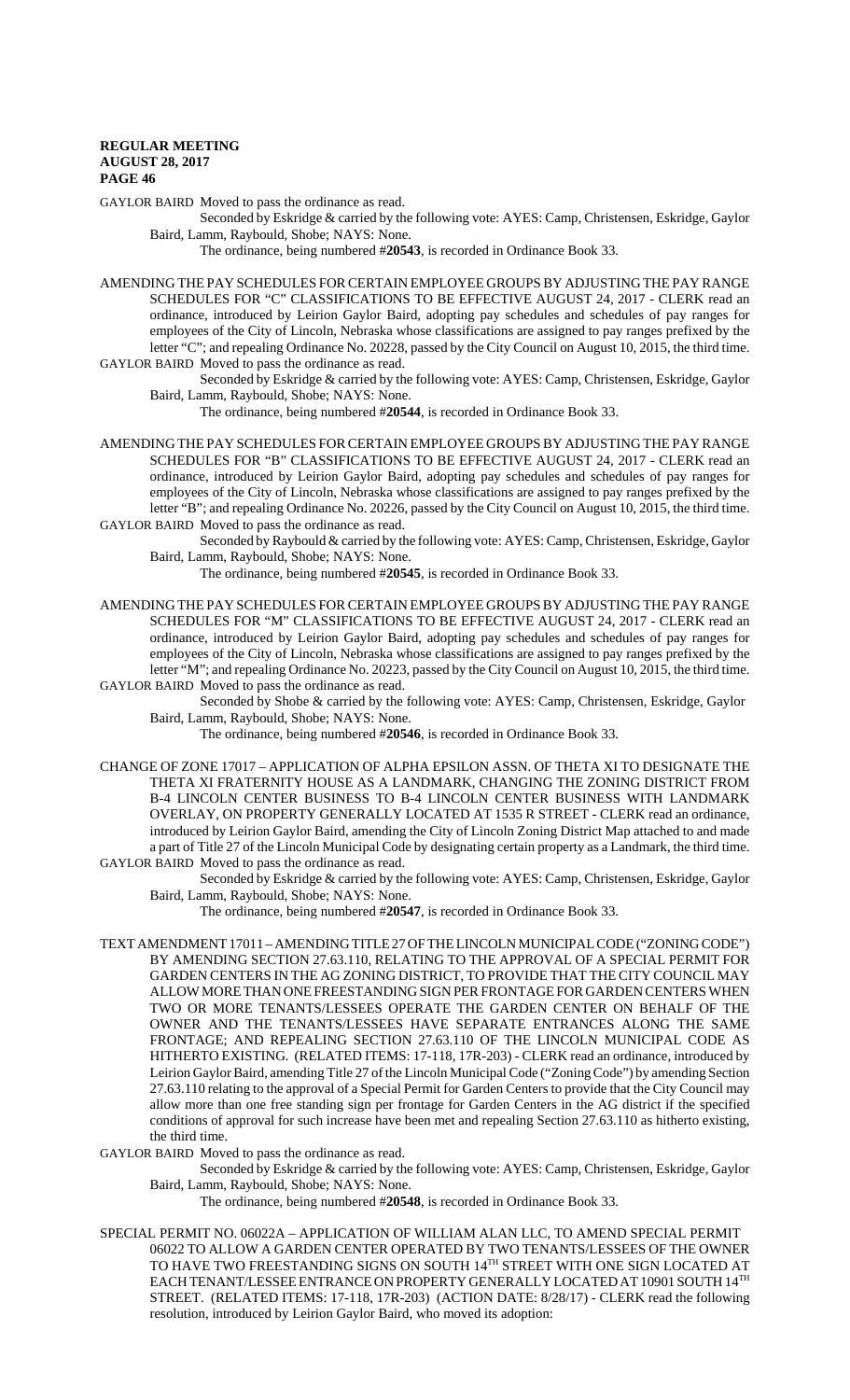GAYLOR BAIRD Moved to pass the ordinance as read.

Seconded by Eskridge & carried by the following vote: AYES: Camp, Christensen, Eskridge, Gaylor Baird, Lamm, Raybould, Shobe; NAYS: None.

The ordinance, being numbered #**20543**, is recorded in Ordinance Book 33.

AMENDING THE PAY SCHEDULES FOR CERTAIN EMPLOYEE GROUPS BY ADJUSTING THE PAY RANGE SCHEDULES FOR "C" CLASSIFICATIONS TO BE EFFECTIVE AUGUST 24, 2017 - CLERK read an ordinance, introduced by Leirion Gaylor Baird, adopting pay schedules and schedules of pay ranges for employees of the City of Lincoln, Nebraska whose classifications are assigned to pay ranges prefixed by the letter "C"; and repealing Ordinance No. 20228, passed by the City Council on August 10, 2015, the third time.

GAYLOR BAIRD Moved to pass the ordinance as read.

Seconded by Eskridge & carried by the following vote: AYES: Camp, Christensen, Eskridge, Gaylor Baird, Lamm, Raybould, Shobe; NAYS: None.

The ordinance, being numbered #**20544**, is recorded in Ordinance Book 33.

AMENDING THE PAY SCHEDULES FOR CERTAIN EMPLOYEE GROUPS BY ADJUSTING THE PAY RANGE SCHEDULES FOR "B" CLASSIFICATIONS TO BE EFFECTIVE AUGUST 24, 2017 - CLERK read an ordinance, introduced by Leirion Gaylor Baird, adopting pay schedules and schedules of pay ranges for employees of the City of Lincoln, Nebraska whose classifications are assigned to pay ranges prefixed by the letter "B"; and repealing Ordinance No. 20226, passed by the City Council on August 10, 2015, the third time.

GAYLOR BAIRD Moved to pass the ordinance as read.

Seconded by Raybould & carried by the following vote: AYES: Camp, Christensen, Eskridge, Gaylor Baird, Lamm, Raybould, Shobe; NAYS: None.

The ordinance, being numbered #**20545**, is recorded in Ordinance Book 33.

AMENDING THE PAY SCHEDULES FOR CERTAIN EMPLOYEE GROUPS BY ADJUSTING THE PAY RANGE SCHEDULES FOR "M" CLASSIFICATIONS TO BE EFFECTIVE AUGUST 24, 2017 - CLERK read an ordinance, introduced by Leirion Gaylor Baird, adopting pay schedules and schedules of pay ranges for employees of the City of Lincoln, Nebraska whose classifications are assigned to pay ranges prefixed by the letter "M"; and repealing Ordinance No. 20223, passed by the City Council on August 10, 2015, the third time.

GAYLOR BAIRD Moved to pass the ordinance as read.

Seconded by Shobe & carried by the following vote: AYES: Camp, Christensen, Eskridge, Gaylor Baird, Lamm, Raybould, Shobe; NAYS: None.

The ordinance, being numbered #**20546**, is recorded in Ordinance Book 33.

CHANGE OF ZONE 17017 – APPLICATION OF ALPHA EPSILON ASSN. OF THETA XI TO DESIGNATE THE THETA XI FRATERNITY HOUSE AS A LANDMARK, CHANGING THE ZONING DISTRICT FROM B-4 LINCOLN CENTER BUSINESS TO B-4 LINCOLN CENTER BUSINESS WITH LANDMARK OVERLAY, ON PROPERTY GENERALLY LOCATED AT 1535 R STREET - CLERK read an ordinance, introduced by Leirion Gaylor Baird, amending the City of Lincoln Zoning District Map attached to and made a part of Title 27 of the Lincoln Municipal Code by designating certain property as a Landmark, the third time.

GAYLOR BAIRD Moved to pass the ordinance as read.

Seconded by Eskridge & carried by the following vote: AYES: Camp, Christensen, Eskridge, Gaylor Baird, Lamm, Raybould, Shobe; NAYS: None.

The ordinance, being numbered #**20547**, is recorded in Ordinance Book 33.

TEXT AMENDMENT 17011 – AMENDING TITLE 27 OF THE LINCOLN MUNICIPAL CODE ("ZONING CODE") BY AMENDING SECTION 27.63.110, RELATING TO THE APPROVAL OF A SPECIAL PERMIT FOR GARDEN CENTERS IN THE AG ZONING DISTRICT, TO PROVIDE THAT THE CITY COUNCIL MAY ALLOW MORE THAN ONE FREESTANDING SIGN PER FRONTAGE FOR GARDEN CENTERS WHEN TWO OR MORE TENANTS/LESSEES OPERATE THE GARDEN CENTER ON BEHALF OF THE OWNER AND THE TENANTS/LESSEES HAVE SEPARATE ENTRANCES ALONG THE SAME FRONTAGE; AND REPEALING SECTION 27.63.110 OF THE LINCOLN MUNICIPAL CODE AS HITHERTO EXISTING. (RELATED ITEMS: 17-118, 17R-203) - CLERK read an ordinance, introduced by Leirion Gaylor Baird, amending Title 27 of the Lincoln Municipal Code ("Zoning Code") by amending Section 27.63.110 relating to the approval of a Special Permit for Garden Centers to provide that the City Council may allow more than one free standing sign per frontage for Garden Centers in the AG district if the specified conditions of approval for such increase have been met and repealing Section 27.63.110 as hitherto existing, the third time.

GAYLOR BAIRD Moved to pass the ordinance as read.

Seconded by Eskridge & carried by the following vote: AYES: Camp, Christensen, Eskridge, Gaylor Baird, Lamm, Raybould, Shobe; NAYS: None.

The ordinance, being numbered #**20548**, is recorded in Ordinance Book 33.

SPECIAL PERMIT NO. 06022A – APPLICATION OF WILLIAM ALAN LLC, TO AMEND SPECIAL PERMIT 06022 TO ALLOW A GARDEN CENTER OPERATED BY TWO TENANTS/LESSEES OF THE OWNER TO HAVE TWO FREESTANDING SIGNS ON SOUTH 14TH STREET WITH ONE SIGN LOCATED AT EACH TENANT/LESSEE ENTRANCE ON PROPERTY GENERALLY LOCATED AT 10901 SOUTH 14TH STREET. (RELATED ITEMS: 17-118, 17R-203) (ACTION DATE: 8/28/17) - CLERK read the following resolution, introduced by Leirion Gaylor Baird, who moved its adoption: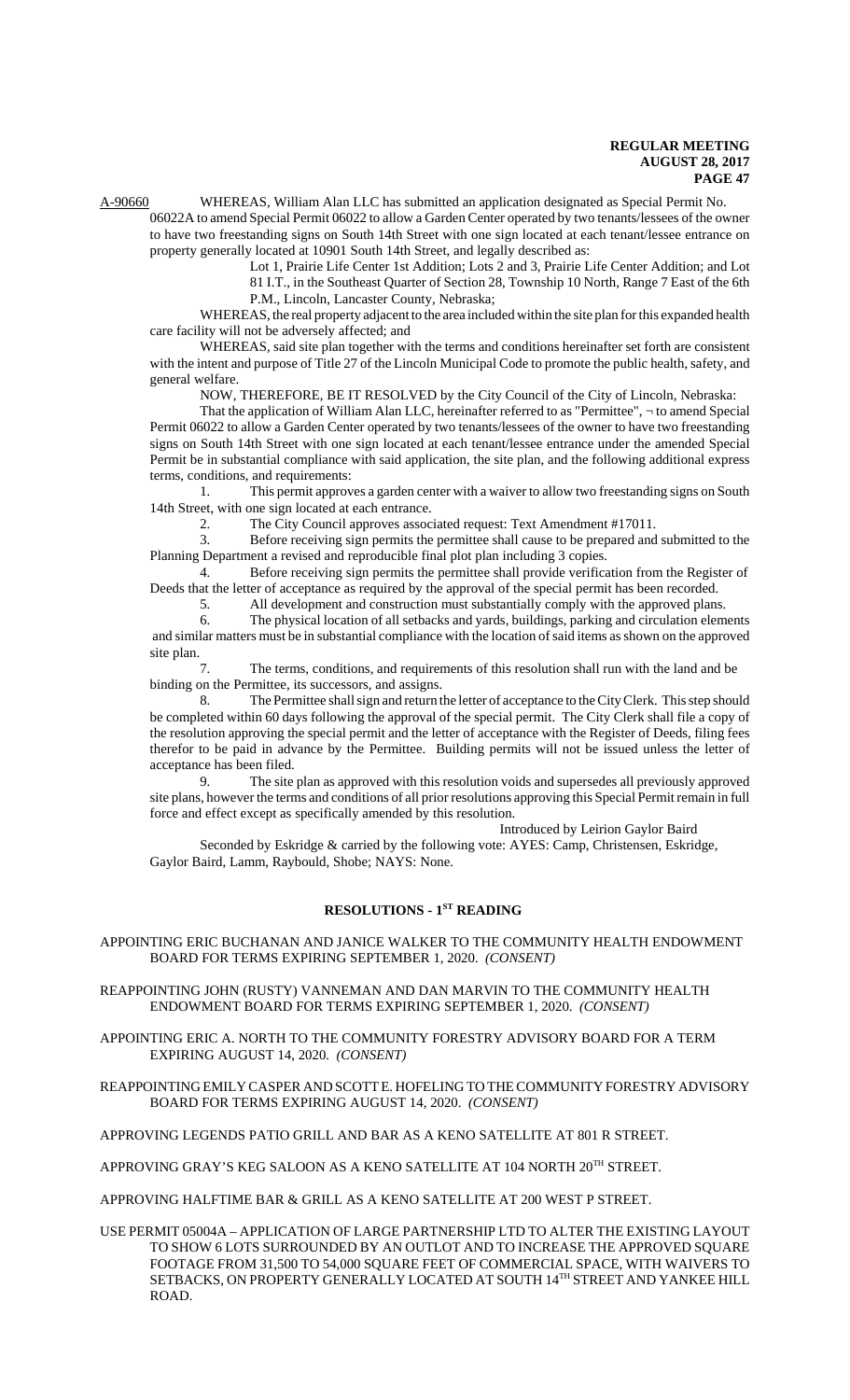A-90660 WHEREAS, William Alan LLC has submitted an application designated as Special Permit No. 06022A to amend Special Permit 06022 to allow a Garden Center operated by two tenants/lessees of the owner to have two freestanding signs on South 14th Street with one sign located at each tenant/lessee entrance on property generally located at 10901 South 14th Street, and legally described as:

Lot 1, Prairie Life Center 1st Addition; Lots 2 and 3, Prairie Life Center Addition; and Lot 81 I.T., in the Southeast Quarter of Section 28, Township 10 North, Range 7 East of the 6th P.M., Lincoln, Lancaster County, Nebraska;

WHEREAS, the real property adjacent to the area included within the site plan for this expanded health care facility will not be adversely affected; and

WHEREAS, said site plan together with the terms and conditions hereinafter set forth are consistent with the intent and purpose of Title 27 of the Lincoln Municipal Code to promote the public health, safety, and general welfare.

NOW, THEREFORE, BE IT RESOLVED by the City Council of the City of Lincoln, Nebraska:

That the application of William Alan LLC, hereinafter referred to as "Permittee", ¬ to amend Special Permit 06022 to allow a Garden Center operated by two tenants/lessees of the owner to have two freestanding signs on South 14th Street with one sign located at each tenant/lessee entrance under the amended Special Permit be in substantial compliance with said application, the site plan, and the following additional express terms, conditions, and requirements:

1. This permit approves a garden center with a waiver to allow two freestanding signs on South 14th Street, with one sign located at each entrance.
2. The City Council approves associated request: Text Amendment #17011.
3. Before receiving sign permits the permittee shall cause to be prepared and submitted to the Planning Department a revised and reproducible final plot plan including 3 copies.
4. Before receiving sign permits the permittee shall provide verification from the Register of Deeds that the letter of acceptance as required by the approval of the special permit has been recorded.
5. All development and construction must substantially comply with the approved plans.
6. The physical location of all setbacks and yards, buildings, parking and circulation elements and similar matters must be in substantial compliance with the location of said items as shown on the approved site plan.
7. The terms, conditions, and requirements of this resolution shall run with the land and be binding on the Permittee, its successors, and assigns.
8. The Permittee shall sign and return the letter of acceptance to the City Clerk. This step should be completed within 60 days following the approval of the special permit. The City Clerk shall file a copy of the resolution approving the special permit and the letter of acceptance with the Register of Deeds, filing fees therefor to be paid in advance by the Permittee. Building permits will not be issued unless the letter of acceptance has been filed.
9. The site plan as approved with this resolution voids and supersedes all previously approved site plans, however the terms and conditions of all prior resolutions approving this Special Permit remain in full force and effect except as specifically amended by this resolution.

Introduced by Leirion Gaylor Baird

Seconded by Eskridge & carried by the following vote: AYES: Camp, Christensen, Eskridge, Gaylor Baird, Lamm, Raybould, Shobe; NAYS: None.

## RESOLUTIONS - 1ST READING

APPOINTING ERIC BUCHANAN AND JANICE WALKER TO THE COMMUNITY HEALTH ENDOWMENT BOARD FOR TERMS EXPIRING SEPTEMBER 1, 2020. *(CONSENT)*

REAPPOINTING JOHN (RUSTY) VANNEMAN AND DAN MARVIN TO THE COMMUNITY HEALTH ENDOWMENT BOARD FOR TERMS EXPIRING SEPTEMBER 1, 2020. *(CONSENT)*

APPOINTING ERIC A. NORTH TO THE COMMUNITY FORESTRY ADVISORY BOARD FOR A TERM EXPIRING AUGUST 14, 2020. *(CONSENT)*

REAPPOINTING EMILY CASPER AND SCOTT E. HOFELING TO THE COMMUNITY FORESTRY ADVISORY BOARD FOR TERMS EXPIRING AUGUST 14, 2020. *(CONSENT)*

APPROVING LEGENDS PATIO GRILL AND BAR AS A KENO SATELLITE AT 801 R STREET.

APPROVING GRAY'S KEG SALOON AS A KENO SATELLITE AT 104 NORTH 20TH STREET.

APPROVING HALFTIME BAR & GRILL AS A KENO SATELLITE AT 200 WEST P STREET.

USE PERMIT 05004A – APPLICATION OF LARGE PARTNERSHIP LTD TO ALTER THE EXISTING LAYOUT TO SHOW 6 LOTS SURROUNDED BY AN OUTLOT AND TO INCREASE THE APPROVED SQUARE FOOTAGE FROM 31,500 TO 54,000 SQUARE FEET OF COMMERCIAL SPACE, WITH WAIVERS TO SETBACKS, ON PROPERTY GENERALLY LOCATED AT SOUTH 14TH STREET AND YANKEE HILL ROAD.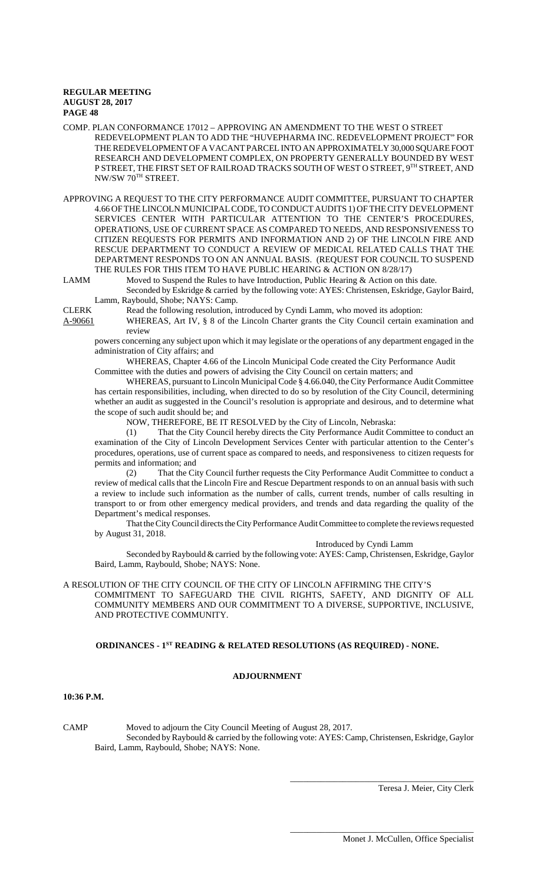COMP. PLAN CONFORMANCE 17012 – APPROVING AN AMENDMENT TO THE WEST O STREET REDEVELOPMENT PLAN TO ADD THE "HUVEPHARMA INC. REDEVELOPMENT PROJECT" FOR THE REDEVELOPMENT OF A VACANT PARCEL INTO AN APPROXIMATELY 30,000 SQUARE FOOT RESEARCH AND DEVELOPMENT COMPLEX, ON PROPERTY GENERALLY BOUNDED BY WEST P STREET, THE FIRST SET OF RAILROAD TRACKS SOUTH OF WEST O STREET, 9TH STREET, AND NW/SW 70TH STREET.

APPROVING A REQUEST TO THE CITY PERFORMANCE AUDIT COMMITTEE, PURSUANT TO CHAPTER 4.66 OF THE LINCOLN MUNICIPAL CODE, TO CONDUCT AUDITS 1) OF THE CITY DEVELOPMENT SERVICES CENTER WITH PARTICULAR ATTENTION TO THE CENTER'S PROCEDURES, OPERATIONS, USE OF CURRENT SPACE AS COMPARED TO NEEDS, AND RESPONSIVENESS TO CITIZEN REQUESTS FOR PERMITS AND INFORMATION AND 2) OF THE LINCOLN FIRE AND RESCUE DEPARTMENT TO CONDUCT A REVIEW OF MEDICAL RELATED CALLS THAT THE DEPARTMENT RESPONDS TO ON AN ANNUAL BASIS. (REQUEST FOR COUNCIL TO SUSPEND THE RULES FOR THIS ITEM TO HAVE PUBLIC HEARING & ACTION ON 8/28/17)

LAMM Moved to Suspend the Rules to have Introduction, Public Hearing & Action on this date.

Seconded by Eskridge & carried by the following vote: AYES: Christensen, Eskridge, Gaylor Baird, Lamm, Raybould, Shobe; NAYS: Camp.

CLERK Read the following resolution, introduced by Cyndi Lamm, who moved its adoption:

A-90661 WHEREAS, Art IV, § 8 of the Lincoln Charter grants the City Council certain examination and review powers concerning any subject upon which it may legislate or the operations of any department engaged in the administration of City affairs; and

WHEREAS, Chapter 4.66 of the Lincoln Municipal Code created the City Performance Audit Committee with the duties and powers of advising the City Council on certain matters; and

WHEREAS, pursuant to Lincoln Municipal Code § 4.66.040, the City Performance Audit Committee has certain responsibilities, including, when directed to do so by resolution of the City Council, determining whether an audit as suggested in the Council's resolution is appropriate and desirous, and to determine what the scope of such audit should be; and

NOW, THEREFORE, BE IT RESOLVED by the City of Lincoln, Nebraska:

(1) That the City Council hereby directs the City Performance Audit Committee to conduct an examination of the City of Lincoln Development Services Center with particular attention to the Center's procedures, operations, use of current space as compared to needs, and responsiveness to citizen requests for permits and information; and

(2) That the City Council further requests the City Performance Audit Committee to conduct a review of medical calls that the Lincoln Fire and Rescue Department responds to on an annual basis with such a review to include such information as the number of calls, current trends, number of calls resulting in transport to or from other emergency medical providers, and trends and data regarding the quality of the Department's medical responses.

That the City Council directs the City Performance Audit Committee to complete the reviews requested by August 31, 2018.

Introduced by Cyndi Lamm

Seconded by Raybould & carried by the following vote: AYES: Camp, Christensen, Eskridge, Gaylor Baird, Lamm, Raybould, Shobe; NAYS: None.

A RESOLUTION OF THE CITY COUNCIL OF THE CITY OF LINCOLN AFFIRMING THE CITY'S COMMITMENT TO SAFEGUARD THE CIVIL RIGHTS, SAFETY, AND DIGNITY OF ALL COMMUNITY MEMBERS AND OUR COMMITMENT TO A DIVERSE, SUPPORTIVE, INCLUSIVE, AND PROTECTIVE COMMUNITY.

## ORDINANCES - 1ST READING & RELATED RESOLUTIONS (AS REQUIRED) - NONE.

## ADJOURNMENT

**10:36 P.M.**

CAMP Moved to adjourn the City Council Meeting of August 28, 2017.

Seconded by Raybould & carried by the following vote: AYES: Camp, Christensen, Eskridge, Gaylor Baird, Lamm, Raybould, Shobe; NAYS: None.

Teresa J. Meier, City Clerk

Monet J. McCullen, Office Specialist